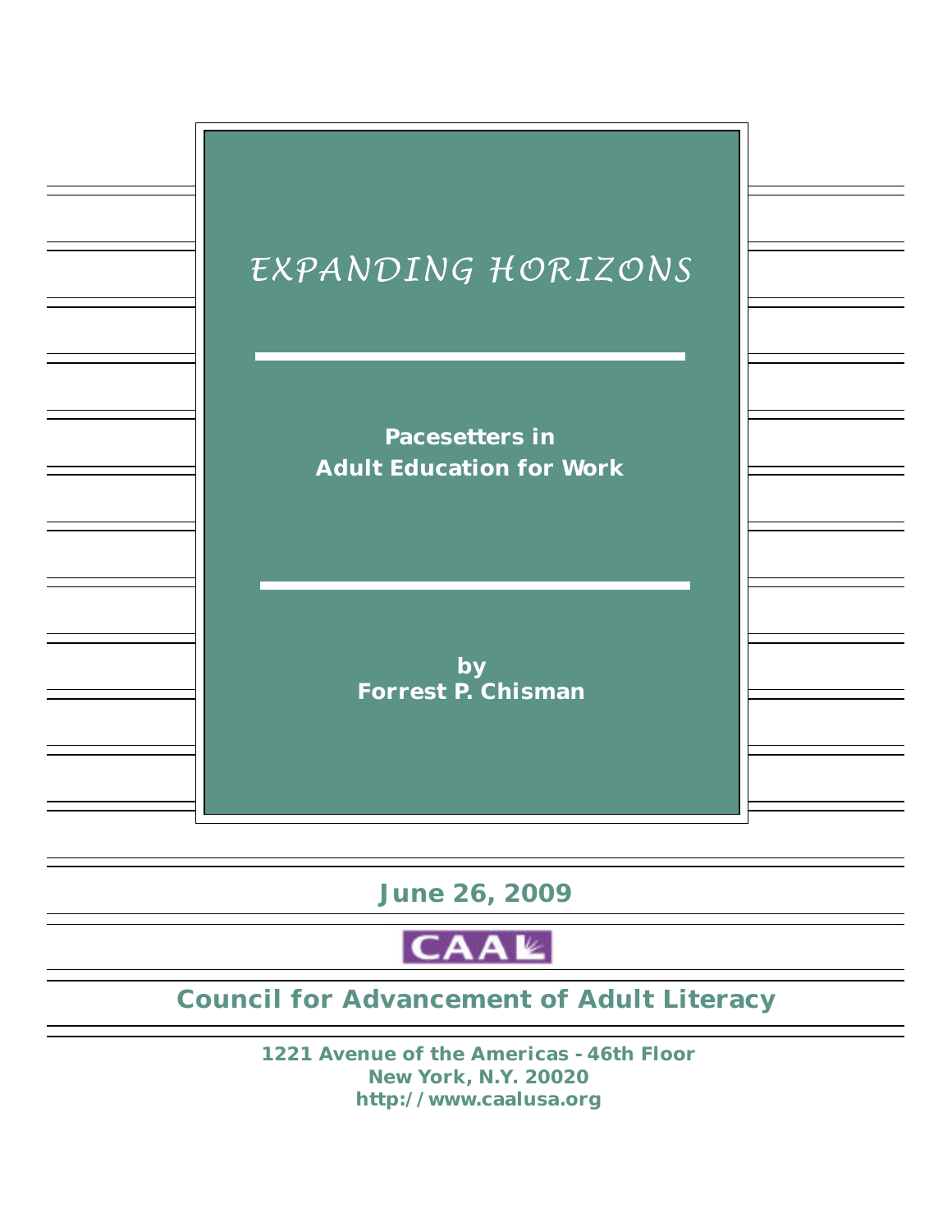# EXPANDING HORIZONS

## Pacesetters in Adult Education for Work

by
Forrest P. Chisman

**June 26, 2009**

CAAL

**Council for Advancement of Adult Literacy**

1221 Avenue of the Americas - 46th Floor
New York, N.Y. 20020
http://www.caalusa.org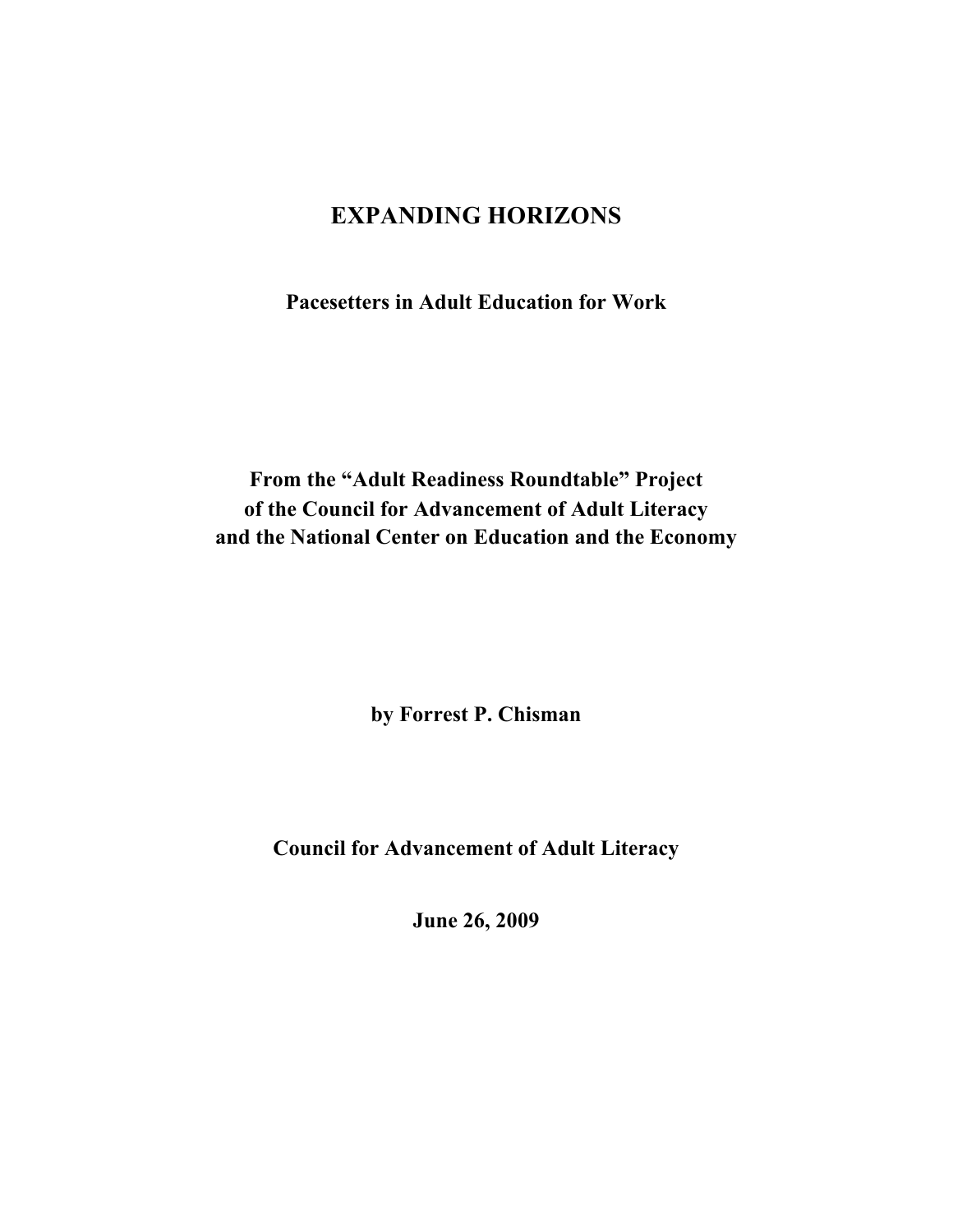# EXPANDING HORIZONS

**Pacesetters in Adult Education for Work**

**From the "Adult Readiness Roundtable" Project**
**of the Council for Advancement of Adult Literacy**
**and the National Center on Education and the Economy**

**by Forrest P. Chisman**

**Council for Advancement of Adult Literacy**

**June 26, 2009**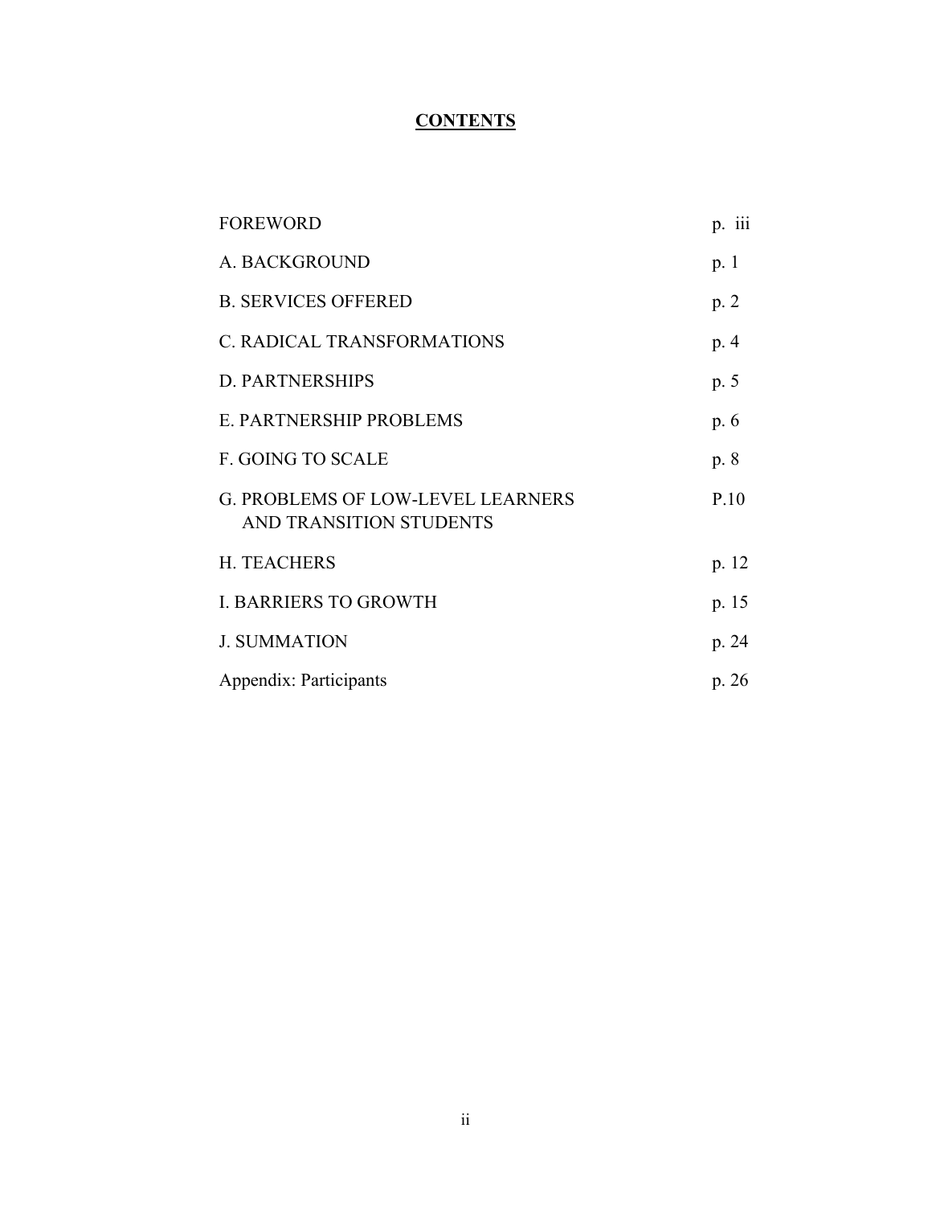## CONTENTS

| | |
|---|---|
| FOREWORD | p. iii |
| A. BACKGROUND | p. 1 |
| B. SERVICES OFFERED | p. 2 |
| C. RADICAL TRANSFORMATIONS | p. 4 |
| D. PARTNERSHIPS | p. 5 |
| E. PARTNERSHIP PROBLEMS | p. 6 |
| F. GOING TO SCALE | p. 8 |
| G. PROBLEMS OF LOW-LEVEL LEARNERS AND TRANSITION STUDENTS | P.10 |
| H. TEACHERS | p. 12 |
| I. BARRIERS TO GROWTH | p. 15 |
| J. SUMMATION | p. 24 |
| Appendix: Participants | p. 26 |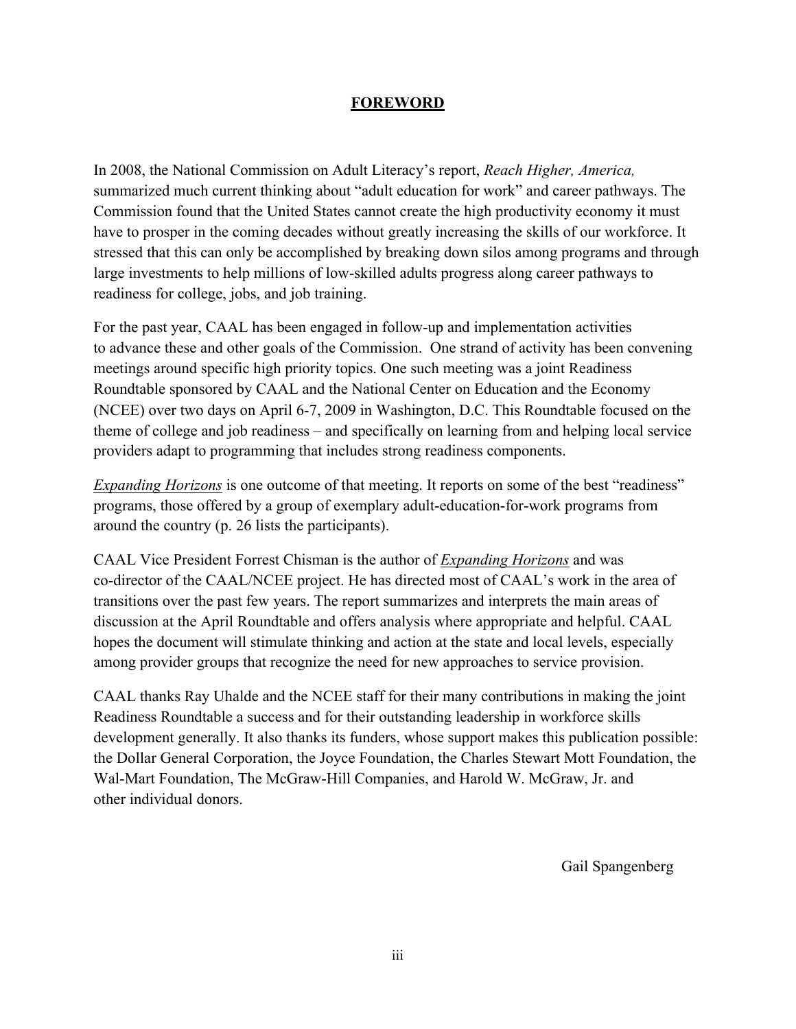# **FOREWORD**

In 2008, the National Commission on Adult Literacy's report, *Reach Higher, America,* summarized much current thinking about "adult education for work" and career pathways. The Commission found that the United States cannot create the high productivity economy it must have to prosper in the coming decades without greatly increasing the skills of our workforce. It stressed that this can only be accomplished by breaking down silos among programs and through large investments to help millions of low-skilled adults progress along career pathways to readiness for college, jobs, and job training.

For the past year, CAAL has been engaged in follow-up and implementation activities to advance these and other goals of the Commission. One strand of activity has been convening meetings around specific high priority topics. One such meeting was a joint Readiness Roundtable sponsored by CAAL and the National Center on Education and the Economy (NCEE) over two days on April 6-7, 2009 in Washington, D.C. This Roundtable focused on the theme of college and job readiness – and specifically on learning from and helping local service providers adapt to programming that includes strong readiness components.

*Expanding Horizons* is one outcome of that meeting. It reports on some of the best "readiness" programs, those offered by a group of exemplary adult-education-for-work programs from around the country (p. 26 lists the participants).

CAAL Vice President Forrest Chisman is the author of ***Expanding Horizons*** and was co-director of the CAAL/NCEE project. He has directed most of CAAL's work in the area of transitions over the past few years. The report summarizes and interprets the main areas of discussion at the April Roundtable and offers analysis where appropriate and helpful. CAAL hopes the document will stimulate thinking and action at the state and local levels, especially among provider groups that recognize the need for new approaches to service provision.

CAAL thanks Ray Uhalde and the NCEE staff for their many contributions in making the joint Readiness Roundtable a success and for their outstanding leadership in workforce skills development generally. It also thanks its funders, whose support makes this publication possible: the Dollar General Corporation, the Joyce Foundation, the Charles Stewart Mott Foundation, the Wal-Mart Foundation, The McGraw-Hill Companies, and Harold W. McGraw, Jr. and other individual donors.

Gail Spangenberg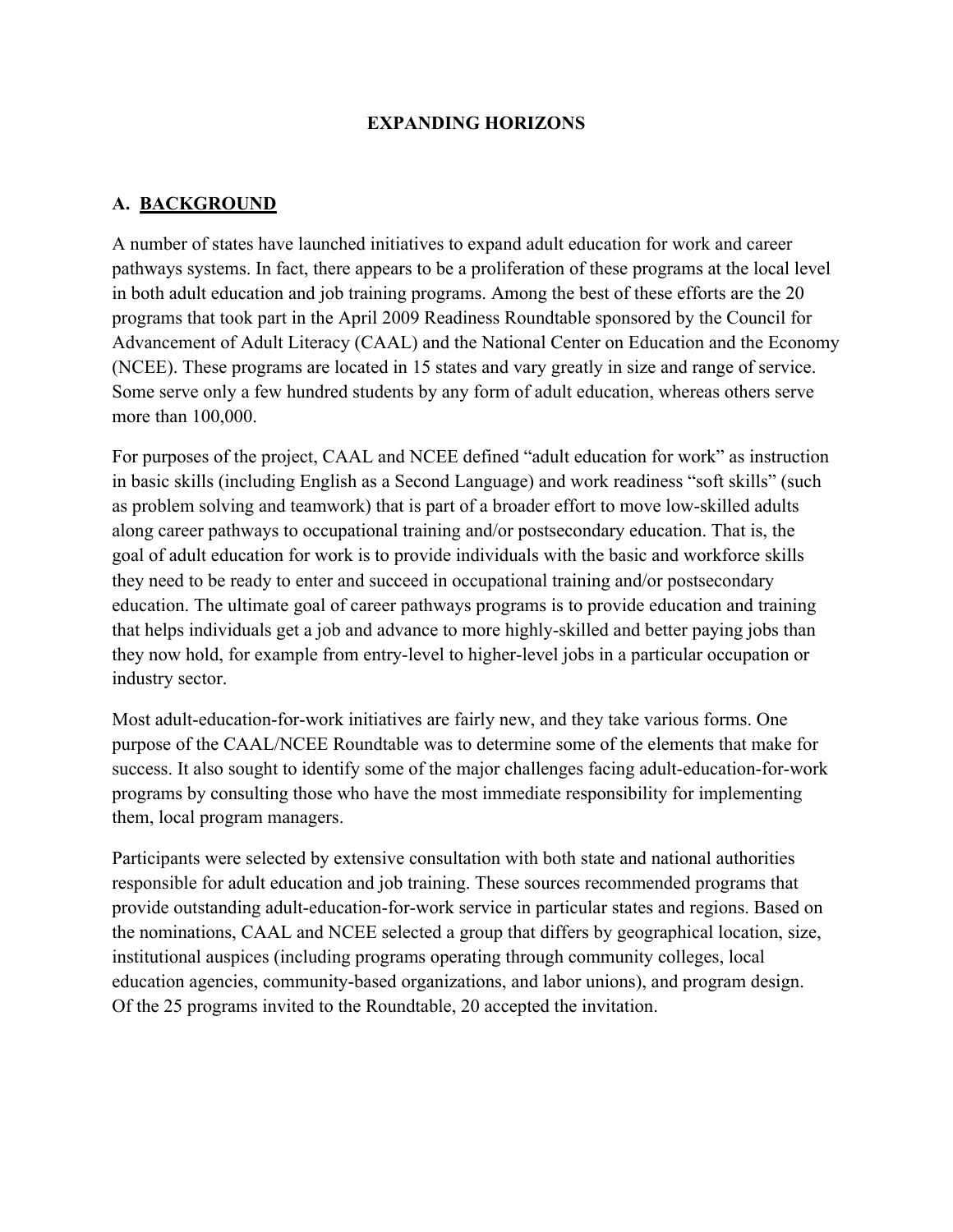# EXPANDING HORIZONS

## A. BACKGROUND

A number of states have launched initiatives to expand adult education for work and career pathways systems. In fact, there appears to be a proliferation of these programs at the local level in both adult education and job training programs. Among the best of these efforts are the 20 programs that took part in the April 2009 Readiness Roundtable sponsored by the Council for Advancement of Adult Literacy (CAAL) and the National Center on Education and the Economy (NCEE). These programs are located in 15 states and vary greatly in size and range of service. Some serve only a few hundred students by any form of adult education, whereas others serve more than 100,000.

For purposes of the project, CAAL and NCEE defined "adult education for work" as instruction in basic skills (including English as a Second Language) and work readiness "soft skills" (such as problem solving and teamwork) that is part of a broader effort to move low-skilled adults along career pathways to occupational training and/or postsecondary education. That is, the goal of adult education for work is to provide individuals with the basic and workforce skills they need to be ready to enter and succeed in occupational training and/or postsecondary education. The ultimate goal of career pathways programs is to provide education and training that helps individuals get a job and advance to more highly-skilled and better paying jobs than they now hold, for example from entry-level to higher-level jobs in a particular occupation or industry sector.

Most adult-education-for-work initiatives are fairly new, and they take various forms. One purpose of the CAAL/NCEE Roundtable was to determine some of the elements that make for success. It also sought to identify some of the major challenges facing adult-education-for-work programs by consulting those who have the most immediate responsibility for implementing them, local program managers.

Participants were selected by extensive consultation with both state and national authorities responsible for adult education and job training. These sources recommended programs that provide outstanding adult-education-for-work service in particular states and regions. Based on the nominations, CAAL and NCEE selected a group that differs by geographical location, size, institutional auspices (including programs operating through community colleges, local education agencies, community-based organizations, and labor unions), and program design. Of the 25 programs invited to the Roundtable, 20 accepted the invitation.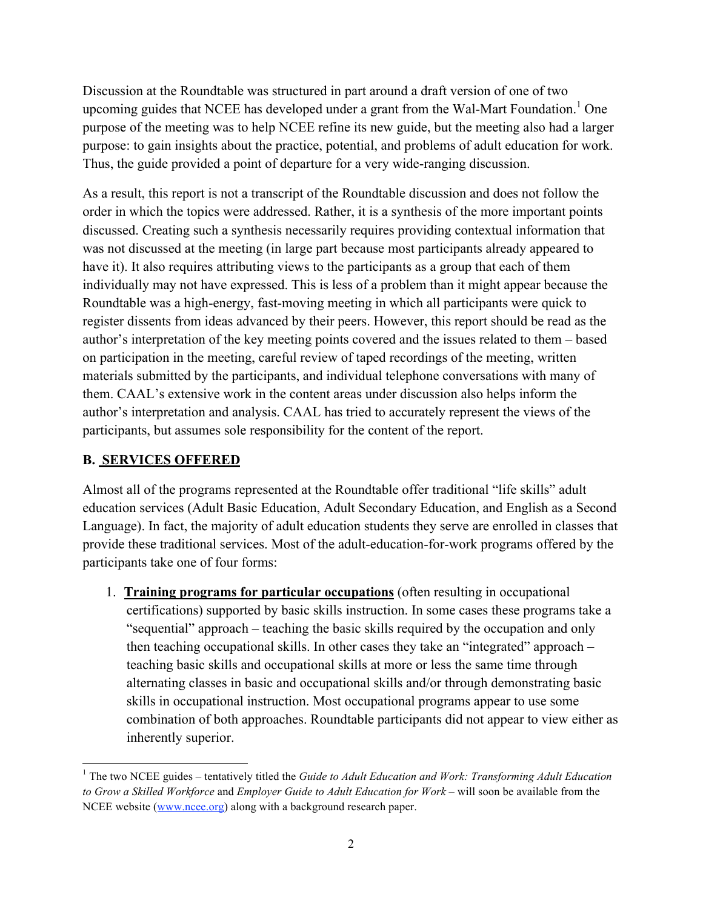Discussion at the Roundtable was structured in part around a draft version of one of two upcoming guides that NCEE has developed under a grant from the Wal-Mart Foundation.[1] One purpose of the meeting was to help NCEE refine its new guide, but the meeting also had a larger purpose: to gain insights about the practice, potential, and problems of adult education for work. Thus, the guide provided a point of departure for a very wide-ranging discussion.

As a result, this report is not a transcript of the Roundtable discussion and does not follow the order in which the topics were addressed. Rather, it is a synthesis of the more important points discussed. Creating such a synthesis necessarily requires providing contextual information that was not discussed at the meeting (in large part because most participants already appeared to have it). It also requires attributing views to the participants as a group that each of them individually may not have expressed. This is less of a problem than it might appear because the Roundtable was a high-energy, fast-moving meeting in which all participants were quick to register dissents from ideas advanced by their peers. However, this report should be read as the author's interpretation of the key meeting points covered and the issues related to them – based on participation in the meeting, careful review of taped recordings of the meeting, written materials submitted by the participants, and individual telephone conversations with many of them. CAAL's extensive work in the content areas under discussion also helps inform the author's interpretation and analysis. CAAL has tried to accurately represent the views of the participants, but assumes sole responsibility for the content of the report.

## B. SERVICES OFFERED

Almost all of the programs represented at the Roundtable offer traditional "life skills" adult education services (Adult Basic Education, Adult Secondary Education, and English as a Second Language). In fact, the majority of adult education students they serve are enrolled in classes that provide these traditional services. Most of the adult-education-for-work programs offered by the participants take one of four forms:

1. **Training programs for particular occupations** (often resulting in occupational certifications) supported by basic skills instruction. In some cases these programs take a "sequential" approach – teaching the basic skills required by the occupation and only then teaching occupational skills. In other cases they take an "integrated" approach – teaching basic skills and occupational skills at more or less the same time through alternating classes in basic and occupational skills and/or through demonstrating basic skills in occupational instruction. Most occupational programs appear to use some combination of both approaches. Roundtable participants did not appear to view either as inherently superior.

[1] The two NCEE guides – tentatively titled the *Guide to Adult Education and Work: Transforming Adult Education to Grow a Skilled Workforce* and *Employer Guide to Adult Education for Work* – will soon be available from the NCEE website (www.ncee.org) along with a background research paper.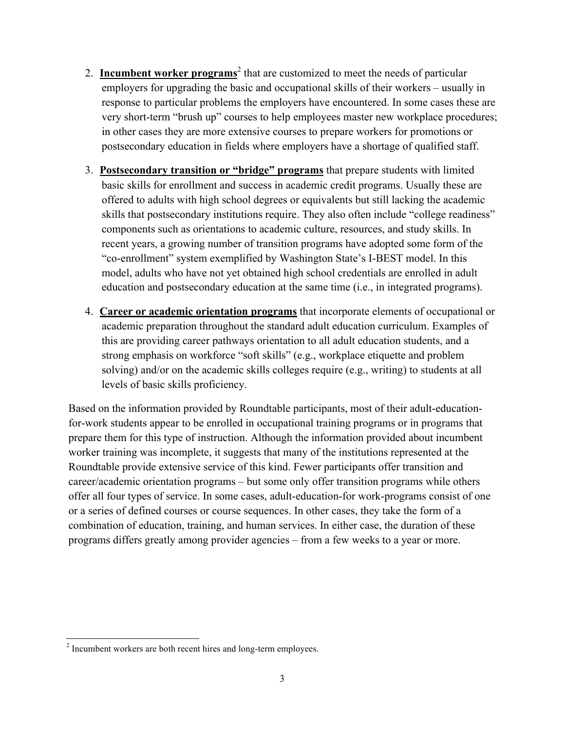2. **Incumbent worker programs**[2] that are customized to meet the needs of particular employers for upgrading the basic and occupational skills of their workers – usually in response to particular problems the employers have encountered. In some cases these are very short-term "brush up" courses to help employees master new workplace procedures; in other cases they are more extensive courses to prepare workers for promotions or postsecondary education in fields where employers have a shortage of qualified staff.

3. **Postsecondary transition or "bridge" programs** that prepare students with limited basic skills for enrollment and success in academic credit programs. Usually these are offered to adults with high school degrees or equivalents but still lacking the academic skills that postsecondary institutions require. They also often include "college readiness" components such as orientations to academic culture, resources, and study skills. In recent years, a growing number of transition programs have adopted some form of the "co-enrollment" system exemplified by Washington State's I-BEST model. In this model, adults who have not yet obtained high school credentials are enrolled in adult education and postsecondary education at the same time (i.e., in integrated programs).

4. **Career or academic orientation programs** that incorporate elements of occupational or academic preparation throughout the standard adult education curriculum. Examples of this are providing career pathways orientation to all adult education students, and a strong emphasis on workforce "soft skills" (e.g., workplace etiquette and problem solving) and/or on the academic skills colleges require (e.g., writing) to students at all levels of basic skills proficiency.

Based on the information provided by Roundtable participants, most of their adult-education-for-work students appear to be enrolled in occupational training programs or in programs that prepare them for this type of instruction. Although the information provided about incumbent worker training was incomplete, it suggests that many of the institutions represented at the Roundtable provide extensive service of this kind. Fewer participants offer transition and career/academic orientation programs – but some only offer transition programs while others offer all four types of service. In some cases, adult-education-for work-programs consist of one or a series of defined courses or course sequences. In other cases, they take the form of a combination of education, training, and human services. In either case, the duration of these programs differs greatly among provider agencies – from a few weeks to a year or more.

[2] Incumbent workers are both recent hires and long-term employees.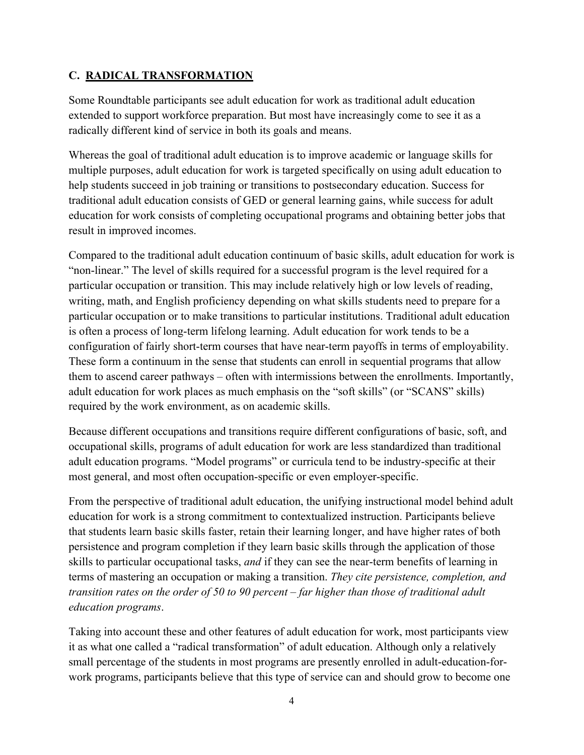### C. **RADICAL TRANSFORMATION**

Some Roundtable participants see adult education for work as traditional adult education extended to support workforce preparation. But most have increasingly come to see it as a radically different kind of service in both its goals and means.

Whereas the goal of traditional adult education is to improve academic or language skills for multiple purposes, adult education for work is targeted specifically on using adult education to help students succeed in job training or transitions to postsecondary education. Success for traditional adult education consists of GED or general learning gains, while success for adult education for work consists of completing occupational programs and obtaining better jobs that result in improved incomes.

Compared to the traditional adult education continuum of basic skills, adult education for work is "non-linear." The level of skills required for a successful program is the level required for a particular occupation or transition. This may include relatively high or low levels of reading, writing, math, and English proficiency depending on what skills students need to prepare for a particular occupation or to make transitions to particular institutions. Traditional adult education is often a process of long-term lifelong learning. Adult education for work tends to be a configuration of fairly short-term courses that have near-term payoffs in terms of employability. These form a continuum in the sense that students can enroll in sequential programs that allow them to ascend career pathways – often with intermissions between the enrollments. Importantly, adult education for work places as much emphasis on the "soft skills" (or "SCANS" skills) required by the work environment, as on academic skills.

Because different occupations and transitions require different configurations of basic, soft, and occupational skills, programs of adult education for work are less standardized than traditional adult education programs. "Model programs" or curricula tend to be industry-specific at their most general, and most often occupation-specific or even employer-specific.

From the perspective of traditional adult education, the unifying instructional model behind adult education for work is a strong commitment to contextualized instruction. Participants believe that students learn basic skills faster, retain their learning longer, and have higher rates of both persistence and program completion if they learn basic skills through the application of those skills to particular occupational tasks, *and* if they can see the near-term benefits of learning in terms of mastering an occupation or making a transition. *They cite persistence, completion, and transition rates on the order of 50 to 90 percent – far higher than those of traditional adult education programs*.

Taking into account these and other features of adult education for work, most participants view it as what one called a "radical transformation" of adult education. Although only a relatively small percentage of the students in most programs are presently enrolled in adult-education-for-work programs, participants believe that this type of service can and should grow to become one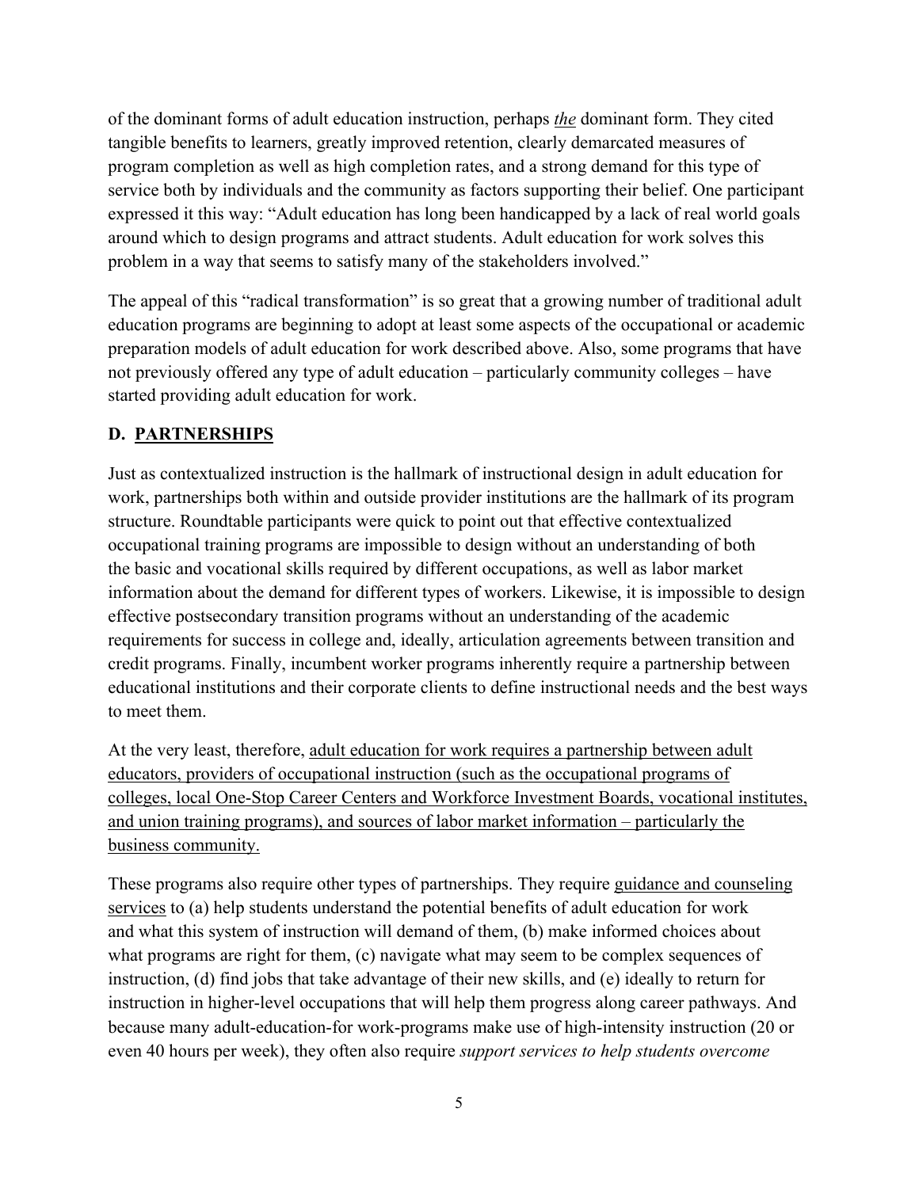of the dominant forms of adult education instruction, perhaps <u>*the*</u> dominant form. They cited tangible benefits to learners, greatly improved retention, clearly demarcated measures of program completion as well as high completion rates, and a strong demand for this type of service both by individuals and the community as factors supporting their belief. One participant expressed it this way: "Adult education has long been handicapped by a lack of real world goals around which to design programs and attract students. Adult education for work solves this problem in a way that seems to satisfy many of the stakeholders involved."

The appeal of this "radical transformation" is so great that a growing number of traditional adult education programs are beginning to adopt at least some aspects of the occupational or academic preparation models of adult education for work described above. Also, some programs that have not previously offered any type of adult education – particularly community colleges – have started providing adult education for work.

## D. <u>PARTNERSHIPS</u>

Just as contextualized instruction is the hallmark of instructional design in adult education for work, partnerships both within and outside provider institutions are the hallmark of its program structure. Roundtable participants were quick to point out that effective contextualized occupational training programs are impossible to design without an understanding of both the basic and vocational skills required by different occupations, as well as labor market information about the demand for different types of workers. Likewise, it is impossible to design effective postsecondary transition programs without an understanding of the academic requirements for success in college and, ideally, articulation agreements between transition and credit programs. Finally, incumbent worker programs inherently require a partnership between educational institutions and their corporate clients to define instructional needs and the best ways to meet them.

At the very least, therefore, <u>adult education for work requires a partnership between adult educators, providers of occupational instruction (such as the occupational programs of colleges, local One-Stop Career Centers and Workforce Investment Boards, vocational institutes, and union training programs), and sources of labor market information – particularly the business community.</u>

These programs also require other types of partnerships. They require <u>guidance and counseling services</u> to (a) help students understand the potential benefits of adult education for work and what this system of instruction will demand of them, (b) make informed choices about what programs are right for them, (c) navigate what may seem to be complex sequences of instruction, (d) find jobs that take advantage of their new skills, and (e) ideally to return for instruction in higher-level occupations that will help them progress along career pathways. And because many adult-education-for work-programs make use of high-intensity instruction (20 or even 40 hours per week), they often also require *support services to help students overcome*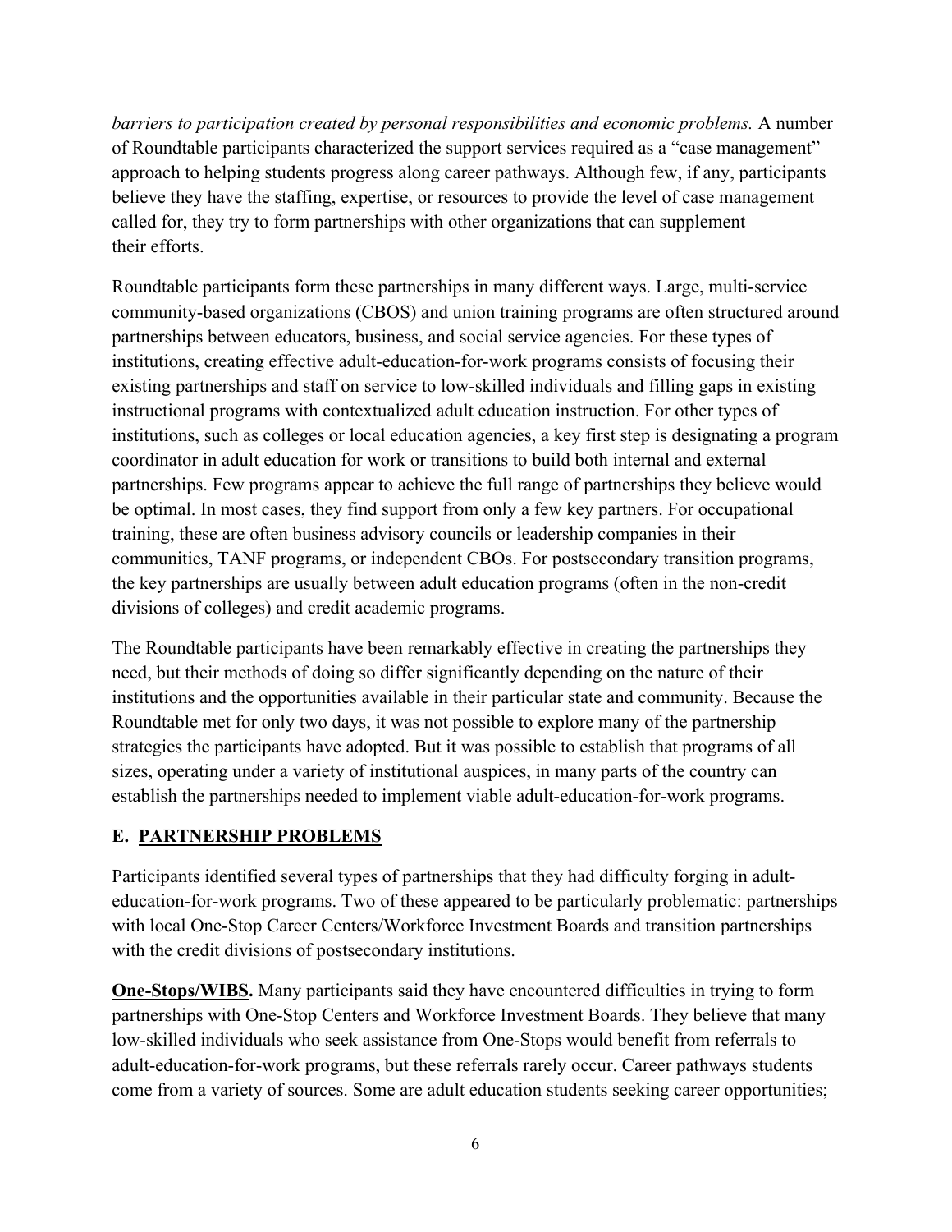*barriers to participation created by personal responsibilities and economic problems.* A number of Roundtable participants characterized the support services required as a "case management" approach to helping students progress along career pathways. Although few, if any, participants believe they have the staffing, expertise, or resources to provide the level of case management called for, they try to form partnerships with other organizations that can supplement their efforts.

Roundtable participants form these partnerships in many different ways. Large, multi-service community-based organizations (CBOS) and union training programs are often structured around partnerships between educators, business, and social service agencies. For these types of institutions, creating effective adult-education-for-work programs consists of focusing their existing partnerships and staff on service to low-skilled individuals and filling gaps in existing instructional programs with contextualized adult education instruction. For other types of institutions, such as colleges or local education agencies, a key first step is designating a program coordinator in adult education for work or transitions to build both internal and external partnerships. Few programs appear to achieve the full range of partnerships they believe would be optimal. In most cases, they find support from only a few key partners. For occupational training, these are often business advisory councils or leadership companies in their communities, TANF programs, or independent CBOs. For postsecondary transition programs, the key partnerships are usually between adult education programs (often in the non-credit divisions of colleges) and credit academic programs.

The Roundtable participants have been remarkably effective in creating the partnerships they need, but their methods of doing so differ significantly depending on the nature of their institutions and the opportunities available in their particular state and community. Because the Roundtable met for only two days, it was not possible to explore many of the partnership strategies the participants have adopted. But it was possible to establish that programs of all sizes, operating under a variety of institutional auspices, in many parts of the country can establish the partnerships needed to implement viable adult-education-for-work programs.

## E. PARTNERSHIP PROBLEMS

Participants identified several types of partnerships that they had difficulty forging in adult-education-for-work programs. Two of these appeared to be particularly problematic: partnerships with local One-Stop Career Centers/Workforce Investment Boards and transition partnerships with the credit divisions of postsecondary institutions.

**One-Stops/WIBS.** Many participants said they have encountered difficulties in trying to form partnerships with One-Stop Centers and Workforce Investment Boards. They believe that many low-skilled individuals who seek assistance from One-Stops would benefit from referrals to adult-education-for-work programs, but these referrals rarely occur. Career pathways students come from a variety of sources. Some are adult education students seeking career opportunities;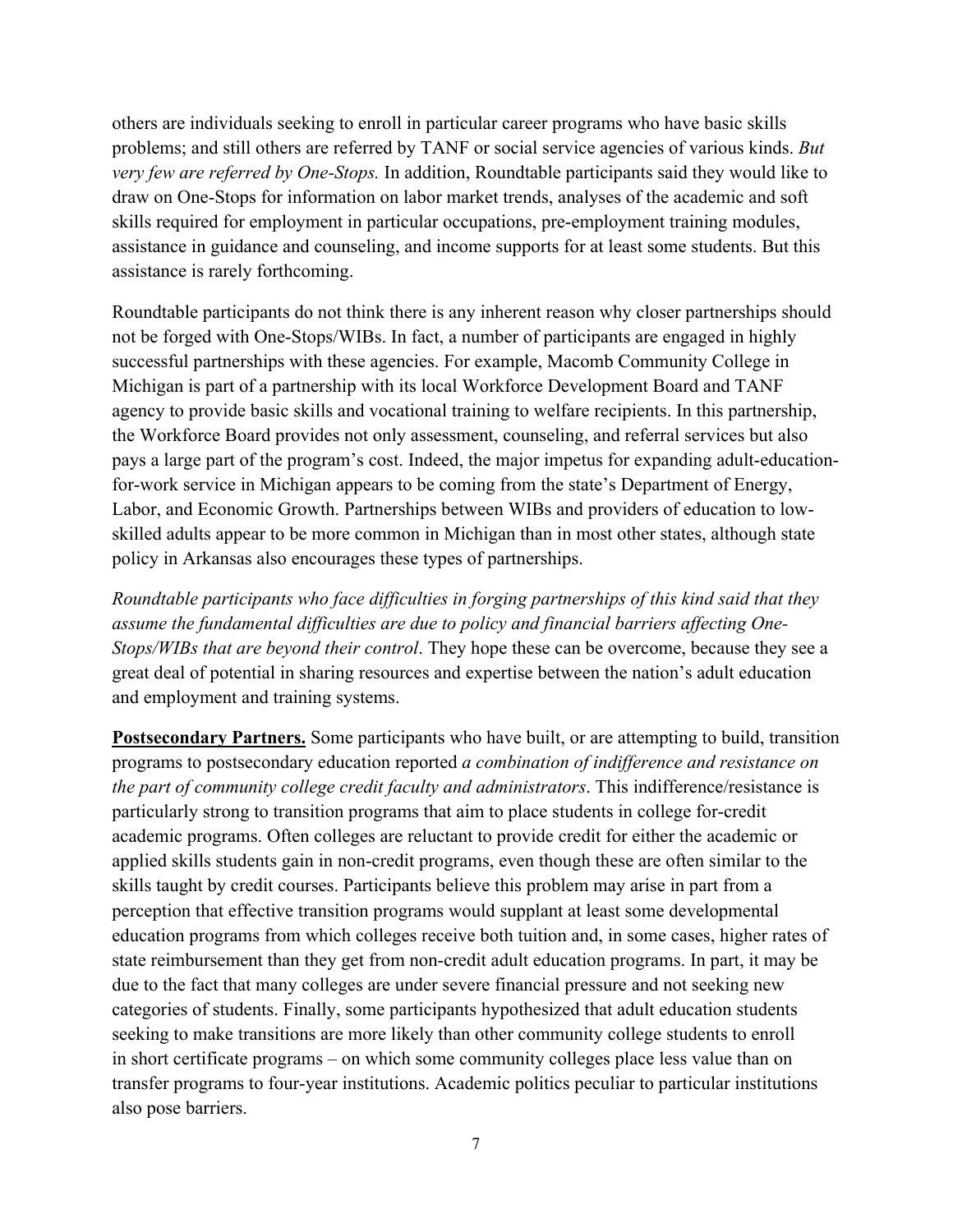others are individuals seeking to enroll in particular career programs who have basic skills problems; and still others are referred by TANF or social service agencies of various kinds. *But very few are referred by One-Stops.* In addition, Roundtable participants said they would like to draw on One-Stops for information on labor market trends, analyses of the academic and soft skills required for employment in particular occupations, pre-employment training modules, assistance in guidance and counseling, and income supports for at least some students. But this assistance is rarely forthcoming.

Roundtable participants do not think there is any inherent reason why closer partnerships should not be forged with One-Stops/WIBs. In fact, a number of participants are engaged in highly successful partnerships with these agencies. For example, Macomb Community College in Michigan is part of a partnership with its local Workforce Development Board and TANF agency to provide basic skills and vocational training to welfare recipients. In this partnership, the Workforce Board provides not only assessment, counseling, and referral services but also pays a large part of the program's cost. Indeed, the major impetus for expanding adult-education-for-work service in Michigan appears to be coming from the state's Department of Energy, Labor, and Economic Growth. Partnerships between WIBs and providers of education to low-skilled adults appear to be more common in Michigan than in most other states, although state policy in Arkansas also encourages these types of partnerships.

*Roundtable participants who face difficulties in forging partnerships of this kind said that they assume the fundamental difficulties are due to policy and financial barriers affecting One-Stops/WIBs that are beyond their control*. They hope these can be overcome, because they see a great deal of potential in sharing resources and expertise between the nation's adult education and employment and training systems.

**Postsecondary Partners.** Some participants who have built, or are attempting to build, transition programs to postsecondary education reported *a combination of indifference and resistance on the part of community college credit faculty and administrators*. This indifference/resistance is particularly strong to transition programs that aim to place students in college for-credit academic programs. Often colleges are reluctant to provide credit for either the academic or applied skills students gain in non-credit programs, even though these are often similar to the skills taught by credit courses. Participants believe this problem may arise in part from a perception that effective transition programs would supplant at least some developmental education programs from which colleges receive both tuition and, in some cases, higher rates of state reimbursement than they get from non-credit adult education programs. In part, it may be due to the fact that many colleges are under severe financial pressure and not seeking new categories of students. Finally, some participants hypothesized that adult education students seeking to make transitions are more likely than other community college students to enroll in short certificate programs – on which some community colleges place less value than on transfer programs to four-year institutions. Academic politics peculiar to particular institutions also pose barriers.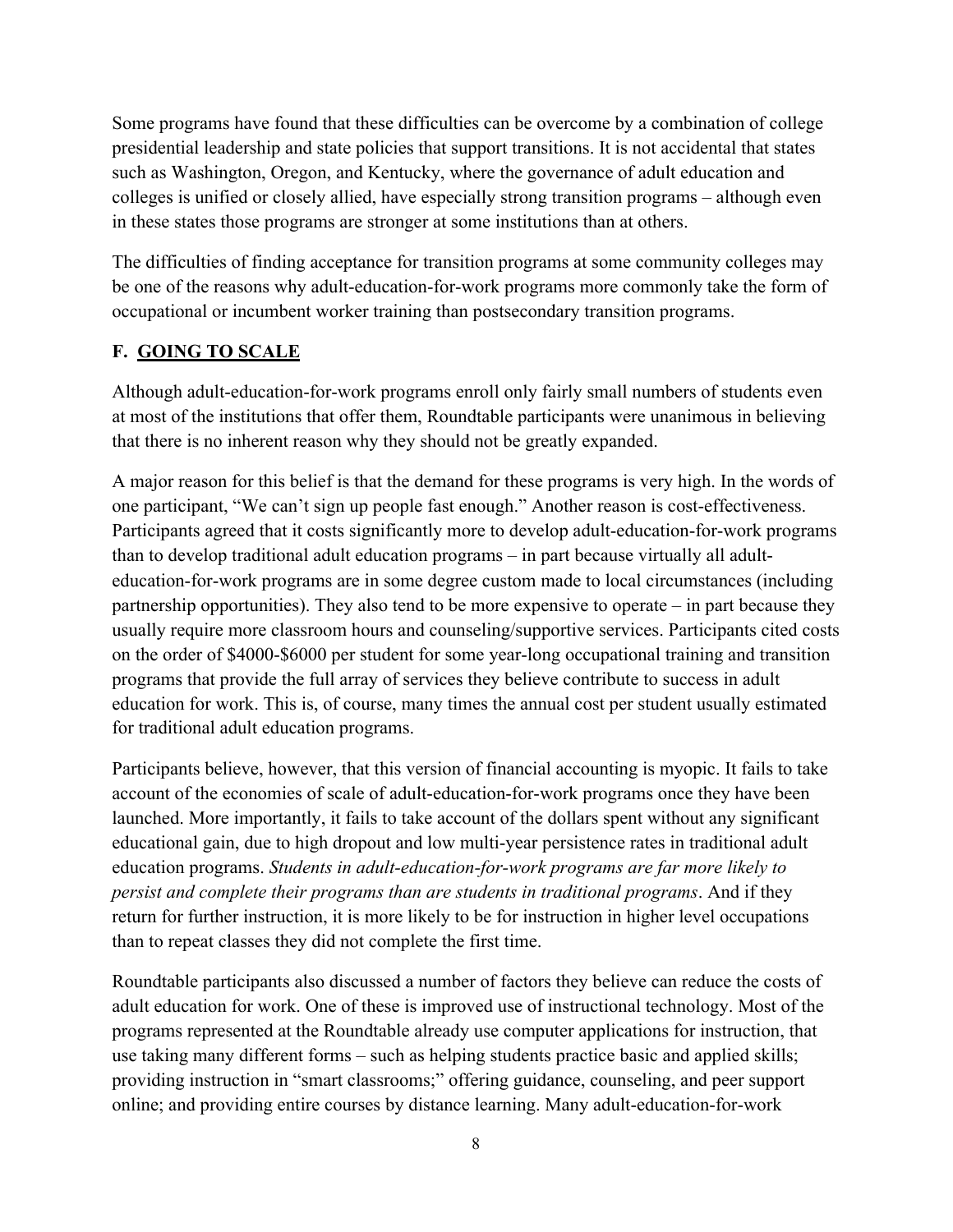Some programs have found that these difficulties can be overcome by a combination of college presidential leadership and state policies that support transitions. It is not accidental that states such as Washington, Oregon, and Kentucky, where the governance of adult education and colleges is unified or closely allied, have especially strong transition programs – although even in these states those programs are stronger at some institutions than at others.

The difficulties of finding acceptance for transition programs at some community colleges may be one of the reasons why adult-education-for-work programs more commonly take the form of occupational or incumbent worker training than postsecondary transition programs.

### F. <u>GOING TO SCALE</u>

Although adult-education-for-work programs enroll only fairly small numbers of students even at most of the institutions that offer them, Roundtable participants were unanimous in believing that there is no inherent reason why they should not be greatly expanded.

A major reason for this belief is that the demand for these programs is very high. In the words of one participant, "We can't sign up people fast enough." Another reason is cost-effectiveness. Participants agreed that it costs significantly more to develop adult-education-for-work programs than to develop traditional adult education programs – in part because virtually all adult-education-for-work programs are in some degree custom made to local circumstances (including partnership opportunities). They also tend to be more expensive to operate – in part because they usually require more classroom hours and counseling/supportive services. Participants cited costs on the order of $4000-$6000 per student for some year-long occupational training and transition programs that provide the full array of services they believe contribute to success in adult education for work. This is, of course, many times the annual cost per student usually estimated for traditional adult education programs.

Participants believe, however, that this version of financial accounting is myopic. It fails to take account of the economies of scale of adult-education-for-work programs once they have been launched. More importantly, it fails to take account of the dollars spent without any significant educational gain, due to high dropout and low multi-year persistence rates in traditional adult education programs. *Students in adult-education-for-work programs are far more likely to persist and complete their programs than are students in traditional programs*. And if they return for further instruction, it is more likely to be for instruction in higher level occupations than to repeat classes they did not complete the first time.

Roundtable participants also discussed a number of factors they believe can reduce the costs of adult education for work. One of these is improved use of instructional technology. Most of the programs represented at the Roundtable already use computer applications for instruction, that use taking many different forms – such as helping students practice basic and applied skills; providing instruction in "smart classrooms;" offering guidance, counseling, and peer support online; and providing entire courses by distance learning. Many adult-education-for-work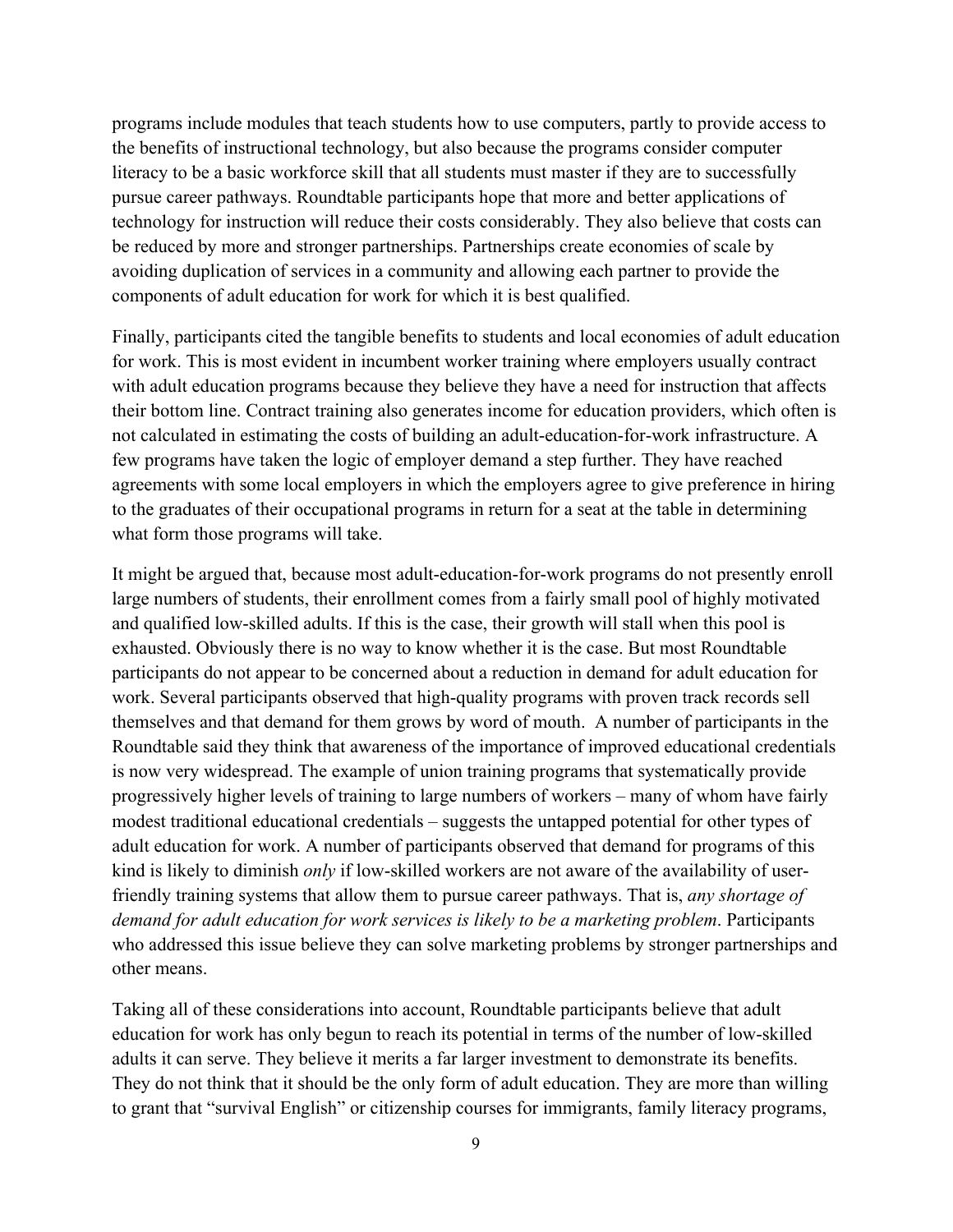programs include modules that teach students how to use computers, partly to provide access to the benefits of instructional technology, but also because the programs consider computer literacy to be a basic workforce skill that all students must master if they are to successfully pursue career pathways. Roundtable participants hope that more and better applications of technology for instruction will reduce their costs considerably. They also believe that costs can be reduced by more and stronger partnerships. Partnerships create economies of scale by avoiding duplication of services in a community and allowing each partner to provide the components of adult education for work for which it is best qualified.

Finally, participants cited the tangible benefits to students and local economies of adult education for work. This is most evident in incumbent worker training where employers usually contract with adult education programs because they believe they have a need for instruction that affects their bottom line. Contract training also generates income for education providers, which often is not calculated in estimating the costs of building an adult-education-for-work infrastructure. A few programs have taken the logic of employer demand a step further. They have reached agreements with some local employers in which the employers agree to give preference in hiring to the graduates of their occupational programs in return for a seat at the table in determining what form those programs will take.

It might be argued that, because most adult-education-for-work programs do not presently enroll large numbers of students, their enrollment comes from a fairly small pool of highly motivated and qualified low-skilled adults. If this is the case, their growth will stall when this pool is exhausted. Obviously there is no way to know whether it is the case. But most Roundtable participants do not appear to be concerned about a reduction in demand for adult education for work. Several participants observed that high-quality programs with proven track records sell themselves and that demand for them grows by word of mouth. A number of participants in the Roundtable said they think that awareness of the importance of improved educational credentials is now very widespread. The example of union training programs that systematically provide progressively higher levels of training to large numbers of workers – many of whom have fairly modest traditional educational credentials – suggests the untapped potential for other types of adult education for work. A number of participants observed that demand for programs of this kind is likely to diminish *only* if low-skilled workers are not aware of the availability of user-friendly training systems that allow them to pursue career pathways. That is, *any shortage of demand for adult education for work services is likely to be a marketing problem*. Participants who addressed this issue believe they can solve marketing problems by stronger partnerships and other means.

Taking all of these considerations into account, Roundtable participants believe that adult education for work has only begun to reach its potential in terms of the number of low-skilled adults it can serve. They believe it merits a far larger investment to demonstrate its benefits. They do not think that it should be the only form of adult education. They are more than willing to grant that "survival English" or citizenship courses for immigrants, family literacy programs,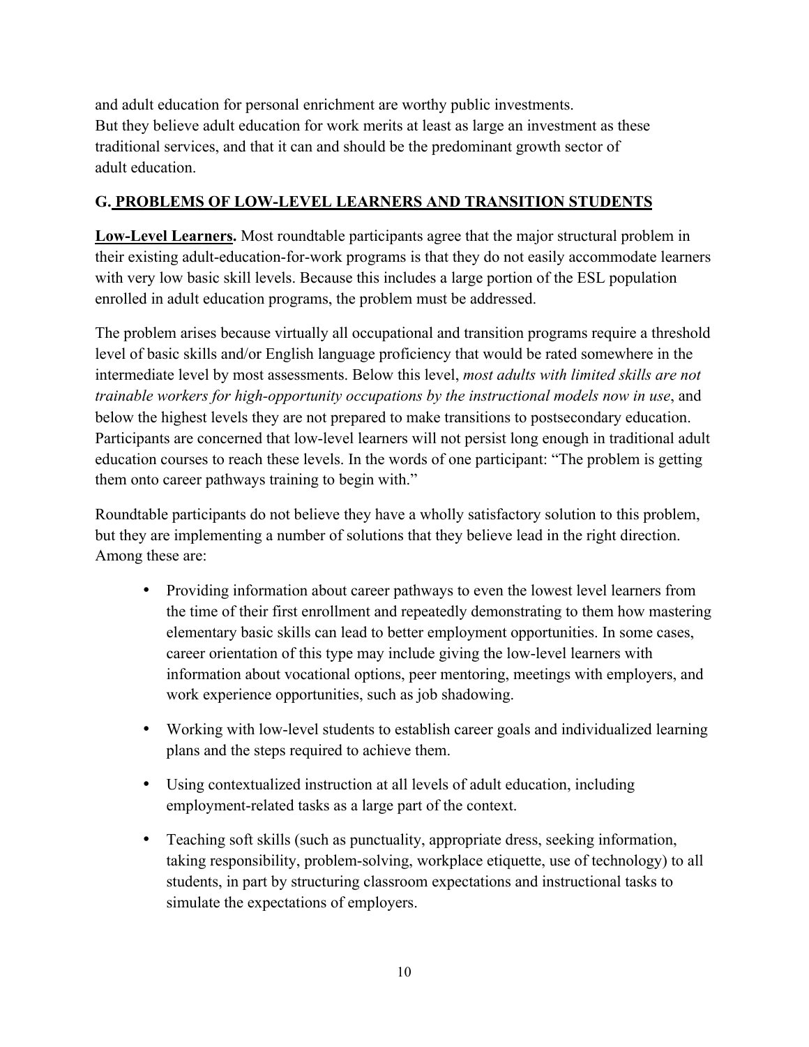and adult education for personal enrichment are worthy public investments. But they believe adult education for work merits at least as large an investment as these traditional services, and that it can and should be the predominant growth sector of adult education.

## G. PROBLEMS OF LOW-LEVEL LEARNERS AND TRANSITION STUDENTS

**Low-Level Learners.** Most roundtable participants agree that the major structural problem in their existing adult-education-for-work programs is that they do not easily accommodate learners with very low basic skill levels. Because this includes a large portion of the ESL population enrolled in adult education programs, the problem must be addressed.

The problem arises because virtually all occupational and transition programs require a threshold level of basic skills and/or English language proficiency that would be rated somewhere in the intermediate level by most assessments. Below this level, *most adults with limited skills are not trainable workers for high-opportunity occupations by the instructional models now in use*, and below the highest levels they are not prepared to make transitions to postsecondary education. Participants are concerned that low-level learners will not persist long enough in traditional adult education courses to reach these levels. In the words of one participant: "The problem is getting them onto career pathways training to begin with."

Roundtable participants do not believe they have a wholly satisfactory solution to this problem, but they are implementing a number of solutions that they believe lead in the right direction. Among these are:

- Providing information about career pathways to even the lowest level learners from the time of their first enrollment and repeatedly demonstrating to them how mastering elementary basic skills can lead to better employment opportunities. In some cases, career orientation of this type may include giving the low-level learners with information about vocational options, peer mentoring, meetings with employers, and work experience opportunities, such as job shadowing.

- Working with low-level students to establish career goals and individualized learning plans and the steps required to achieve them.

- Using contextualized instruction at all levels of adult education, including employment-related tasks as a large part of the context.

- Teaching soft skills (such as punctuality, appropriate dress, seeking information, taking responsibility, problem-solving, workplace etiquette, use of technology) to all students, in part by structuring classroom expectations and instructional tasks to simulate the expectations of employers.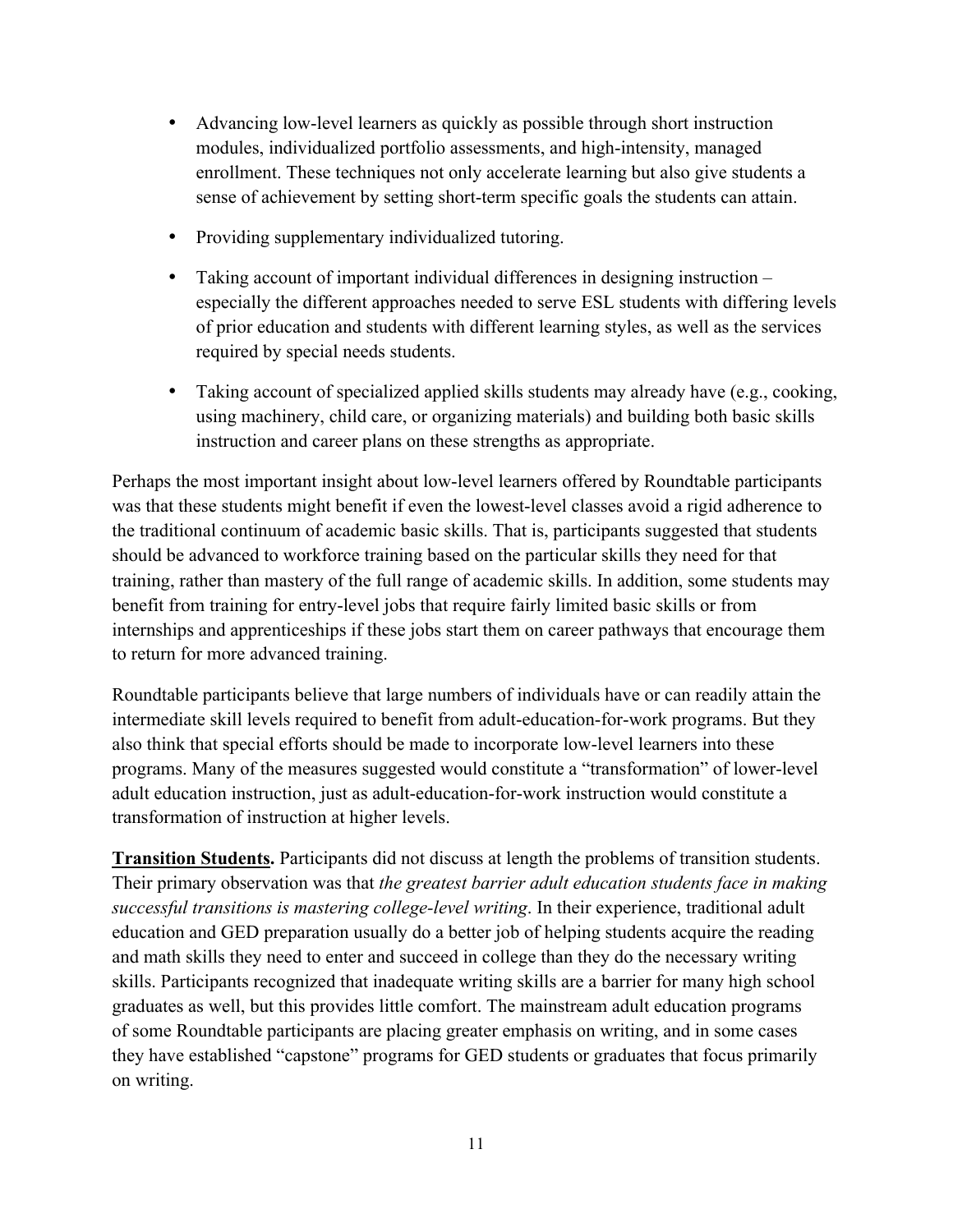- Advancing low-level learners as quickly as possible through short instruction modules, individualized portfolio assessments, and high-intensity, managed enrollment. These techniques not only accelerate learning but also give students a sense of achievement by setting short-term specific goals the students can attain.
- Providing supplementary individualized tutoring.
- Taking account of important individual differences in designing instruction – especially the different approaches needed to serve ESL students with differing levels of prior education and students with different learning styles, as well as the services required by special needs students.
- Taking account of specialized applied skills students may already have (e.g., cooking, using machinery, child care, or organizing materials) and building both basic skills instruction and career plans on these strengths as appropriate.

Perhaps the most important insight about low-level learners offered by Roundtable participants was that these students might benefit if even the lowest-level classes avoid a rigid adherence to the traditional continuum of academic basic skills. That is, participants suggested that students should be advanced to workforce training based on the particular skills they need for that training, rather than mastery of the full range of academic skills. In addition, some students may benefit from training for entry-level jobs that require fairly limited basic skills or from internships and apprenticeships if these jobs start them on career pathways that encourage them to return for more advanced training.

Roundtable participants believe that large numbers of individuals have or can readily attain the intermediate skill levels required to benefit from adult-education-for-work programs. But they also think that special efforts should be made to incorporate low-level learners into these programs. Many of the measures suggested would constitute a "transformation" of lower-level adult education instruction, just as adult-education-for-work instruction would constitute a transformation of instruction at higher levels.

**Transition Students.** Participants did not discuss at length the problems of transition students. Their primary observation was that *the greatest barrier adult education students face in making successful transitions is mastering college-level writing*. In their experience, traditional adult education and GED preparation usually do a better job of helping students acquire the reading and math skills they need to enter and succeed in college than they do the necessary writing skills. Participants recognized that inadequate writing skills are a barrier for many high school graduates as well, but this provides little comfort. The mainstream adult education programs of some Roundtable participants are placing greater emphasis on writing, and in some cases they have established "capstone" programs for GED students or graduates that focus primarily on writing.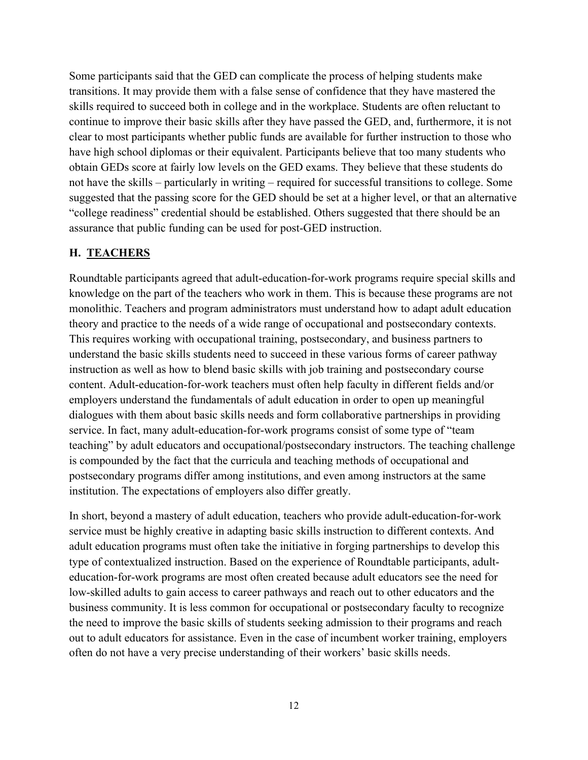Some participants said that the GED can complicate the process of helping students make transitions. It may provide them with a false sense of confidence that they have mastered the skills required to succeed both in college and in the workplace. Students are often reluctant to continue to improve their basic skills after they have passed the GED, and, furthermore, it is not clear to most participants whether public funds are available for further instruction to those who have high school diplomas or their equivalent. Participants believe that too many students who obtain GEDs score at fairly low levels on the GED exams. They believe that these students do not have the skills – particularly in writing – required for successful transitions to college. Some suggested that the passing score for the GED should be set at a higher level, or that an alternative "college readiness" credential should be established. Others suggested that there should be an assurance that public funding can be used for post-GED instruction.

## H. TEACHERS

Roundtable participants agreed that adult-education-for-work programs require special skills and knowledge on the part of the teachers who work in them. This is because these programs are not monolithic. Teachers and program administrators must understand how to adapt adult education theory and practice to the needs of a wide range of occupational and postsecondary contexts. This requires working with occupational training, postsecondary, and business partners to understand the basic skills students need to succeed in these various forms of career pathway instruction as well as how to blend basic skills with job training and postsecondary course content. Adult-education-for-work teachers must often help faculty in different fields and/or employers understand the fundamentals of adult education in order to open up meaningful dialogues with them about basic skills needs and form collaborative partnerships in providing service. In fact, many adult-education-for-work programs consist of some type of "team teaching" by adult educators and occupational/postsecondary instructors. The teaching challenge is compounded by the fact that the curricula and teaching methods of occupational and postsecondary programs differ among institutions, and even among instructors at the same institution. The expectations of employers also differ greatly.

In short, beyond a mastery of adult education, teachers who provide adult-education-for-work service must be highly creative in adapting basic skills instruction to different contexts. And adult education programs must often take the initiative in forging partnerships to develop this type of contextualized instruction. Based on the experience of Roundtable participants, adult-education-for-work programs are most often created because adult educators see the need for low-skilled adults to gain access to career pathways and reach out to other educators and the business community. It is less common for occupational or postsecondary faculty to recognize the need to improve the basic skills of students seeking admission to their programs and reach out to adult educators for assistance. Even in the case of incumbent worker training, employers often do not have a very precise understanding of their workers' basic skills needs.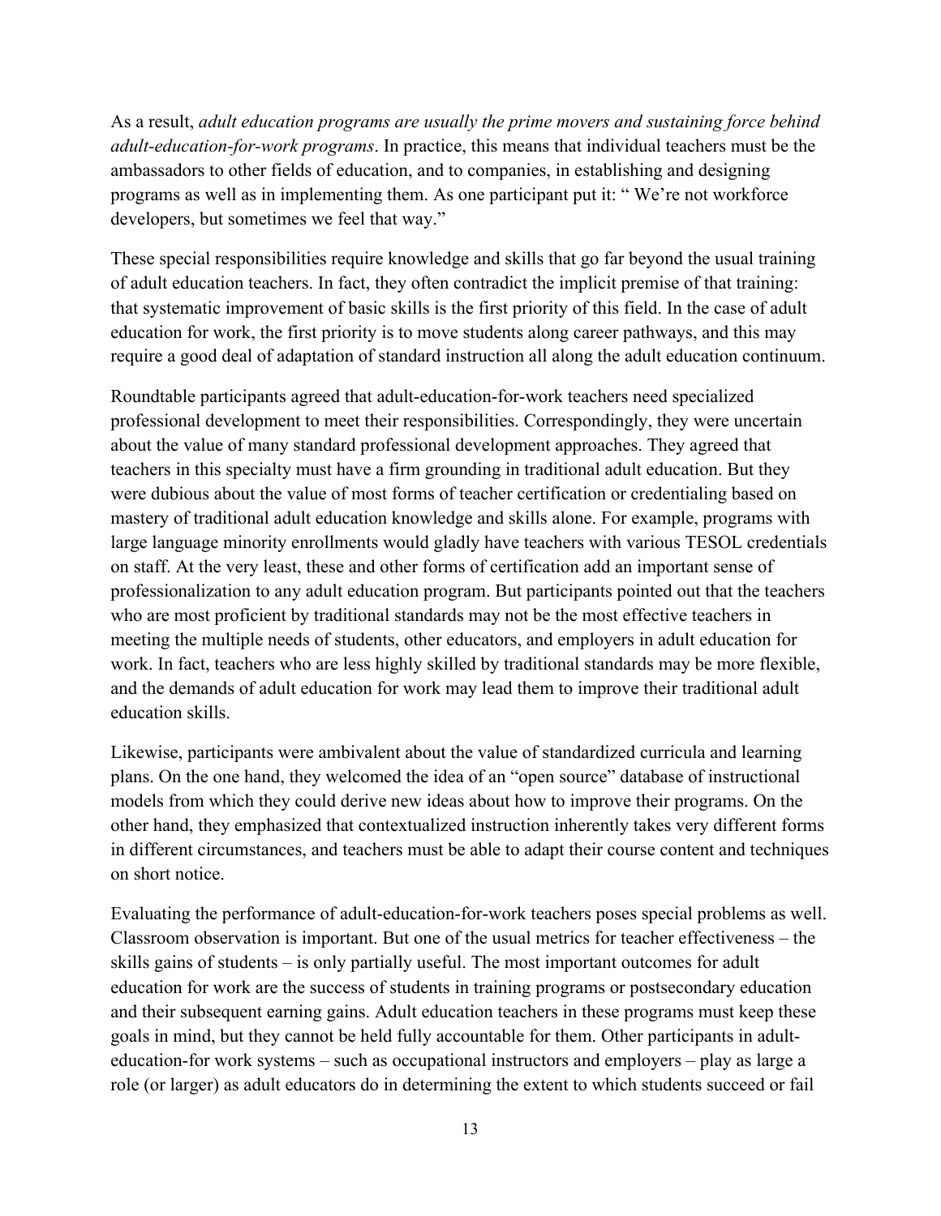As a result, *adult education programs are usually the prime movers and sustaining force behind adult-education-for-work programs*. In practice, this means that individual teachers must be the ambassadors to other fields of education, and to companies, in establishing and designing programs as well as in implementing them. As one participant put it: " We're not workforce developers, but sometimes we feel that way."

These special responsibilities require knowledge and skills that go far beyond the usual training of adult education teachers. In fact, they often contradict the implicit premise of that training: that systematic improvement of basic skills is the first priority of this field. In the case of adult education for work, the first priority is to move students along career pathways, and this may require a good deal of adaptation of standard instruction all along the adult education continuum.

Roundtable participants agreed that adult-education-for-work teachers need specialized professional development to meet their responsibilities. Correspondingly, they were uncertain about the value of many standard professional development approaches. They agreed that teachers in this specialty must have a firm grounding in traditional adult education. But they were dubious about the value of most forms of teacher certification or credentialing based on mastery of traditional adult education knowledge and skills alone. For example, programs with large language minority enrollments would gladly have teachers with various TESOL credentials on staff. At the very least, these and other forms of certification add an important sense of professionalization to any adult education program. But participants pointed out that the teachers who are most proficient by traditional standards may not be the most effective teachers in meeting the multiple needs of students, other educators, and employers in adult education for work. In fact, teachers who are less highly skilled by traditional standards may be more flexible, and the demands of adult education for work may lead them to improve their traditional adult education skills.

Likewise, participants were ambivalent about the value of standardized curricula and learning plans. On the one hand, they welcomed the idea of an "open source" database of instructional models from which they could derive new ideas about how to improve their programs. On the other hand, they emphasized that contextualized instruction inherently takes very different forms in different circumstances, and teachers must be able to adapt their course content and techniques on short notice.

Evaluating the performance of adult-education-for-work teachers poses special problems as well. Classroom observation is important. But one of the usual metrics for teacher effectiveness – the skills gains of students – is only partially useful. The most important outcomes for adult education for work are the success of students in training programs or postsecondary education and their subsequent earning gains. Adult education teachers in these programs must keep these goals in mind, but they cannot be held fully accountable for them. Other participants in adult-education-for work systems – such as occupational instructors and employers – play as large a role (or larger) as adult educators do in determining the extent to which students succeed or fail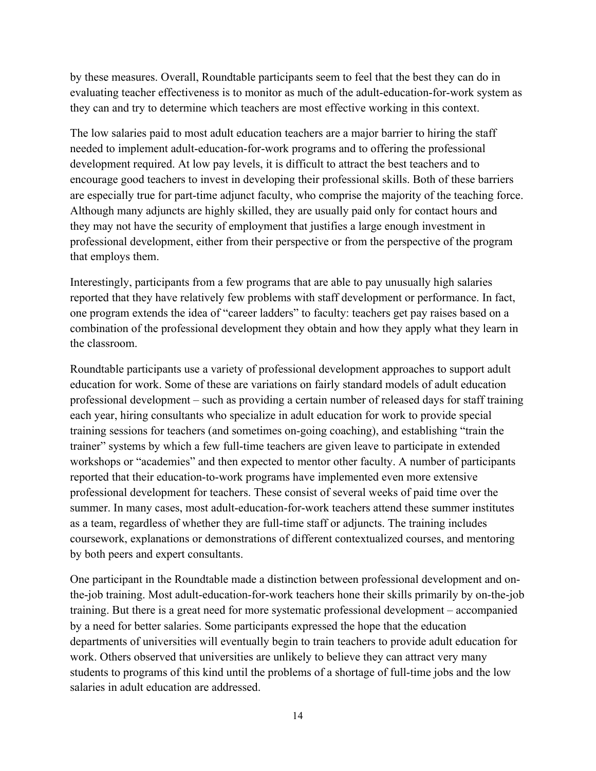by these measures. Overall, Roundtable participants seem to feel that the best they can do in evaluating teacher effectiveness is to monitor as much of the adult-education-for-work system as they can and try to determine which teachers are most effective working in this context.

The low salaries paid to most adult education teachers are a major barrier to hiring the staff needed to implement adult-education-for-work programs and to offering the professional development required. At low pay levels, it is difficult to attract the best teachers and to encourage good teachers to invest in developing their professional skills. Both of these barriers are especially true for part-time adjunct faculty, who comprise the majority of the teaching force. Although many adjuncts are highly skilled, they are usually paid only for contact hours and they may not have the security of employment that justifies a large enough investment in professional development, either from their perspective or from the perspective of the program that employs them.

Interestingly, participants from a few programs that are able to pay unusually high salaries reported that they have relatively few problems with staff development or performance. In fact, one program extends the idea of "career ladders" to faculty: teachers get pay raises based on a combination of the professional development they obtain and how they apply what they learn in the classroom.

Roundtable participants use a variety of professional development approaches to support adult education for work. Some of these are variations on fairly standard models of adult education professional development – such as providing a certain number of released days for staff training each year, hiring consultants who specialize in adult education for work to provide special training sessions for teachers (and sometimes on-going coaching), and establishing "train the trainer" systems by which a few full-time teachers are given leave to participate in extended workshops or "academies" and then expected to mentor other faculty. A number of participants reported that their education-to-work programs have implemented even more extensive professional development for teachers. These consist of several weeks of paid time over the summer. In many cases, most adult-education-for-work teachers attend these summer institutes as a team, regardless of whether they are full-time staff or adjuncts. The training includes coursework, explanations or demonstrations of different contextualized courses, and mentoring by both peers and expert consultants.

One participant in the Roundtable made a distinction between professional development and on-the-job training. Most adult-education-for-work teachers hone their skills primarily by on-the-job training. But there is a great need for more systematic professional development – accompanied by a need for better salaries. Some participants expressed the hope that the education departments of universities will eventually begin to train teachers to provide adult education for work. Others observed that universities are unlikely to believe they can attract very many students to programs of this kind until the problems of a shortage of full-time jobs and the low salaries in adult education are addressed.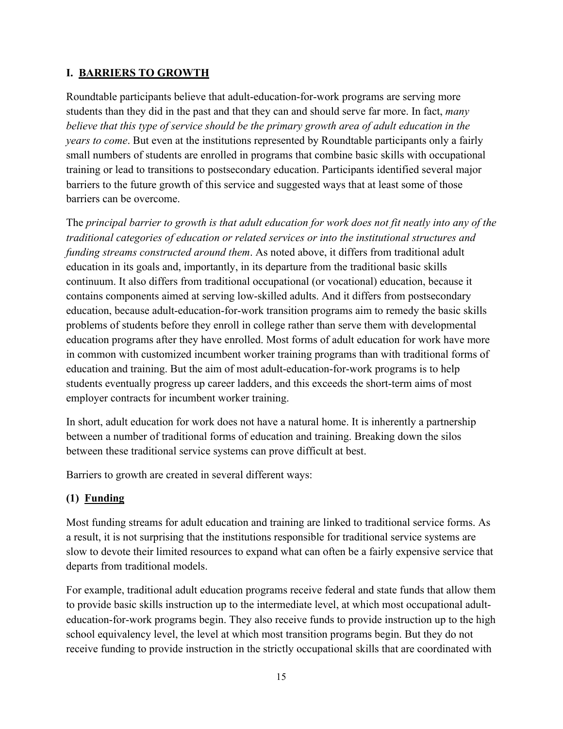## I. BARRIERS TO GROWTH

Roundtable participants believe that adult-education-for-work programs are serving more students than they did in the past and that they can and should serve far more. In fact, *many believe that this type of service should be the primary growth area of adult education in the years to come*. But even at the institutions represented by Roundtable participants only a fairly small numbers of students are enrolled in programs that combine basic skills with occupational training or lead to transitions to postsecondary education. Participants identified several major barriers to the future growth of this service and suggested ways that at least some of those barriers can be overcome.

The *principal barrier to growth is that adult education for work does not fit neatly into any of the traditional categories of education or related services or into the institutional structures and funding streams constructed around them*. As noted above, it differs from traditional adult education in its goals and, importantly, in its departure from the traditional basic skills continuum. It also differs from traditional occupational (or vocational) education, because it contains components aimed at serving low-skilled adults. And it differs from postsecondary education, because adult-education-for-work transition programs aim to remedy the basic skills problems of students before they enroll in college rather than serve them with developmental education programs after they have enrolled. Most forms of adult education for work have more in common with customized incumbent worker training programs than with traditional forms of education and training. But the aim of most adult-education-for-work programs is to help students eventually progress up career ladders, and this exceeds the short-term aims of most employer contracts for incumbent worker training.

In short, adult education for work does not have a natural home. It is inherently a partnership between a number of traditional forms of education and training. Breaking down the silos between these traditional service systems can prove difficult at best.

Barriers to growth are created in several different ways:

### (1) Funding

Most funding streams for adult education and training are linked to traditional service forms. As a result, it is not surprising that the institutions responsible for traditional service systems are slow to devote their limited resources to expand what can often be a fairly expensive service that departs from traditional models.

For example, traditional adult education programs receive federal and state funds that allow them to provide basic skills instruction up to the intermediate level, at which most occupational adult-education-for-work programs begin. They also receive funds to provide instruction up to the high school equivalency level, the level at which most transition programs begin. But they do not receive funding to provide instruction in the strictly occupational skills that are coordinated with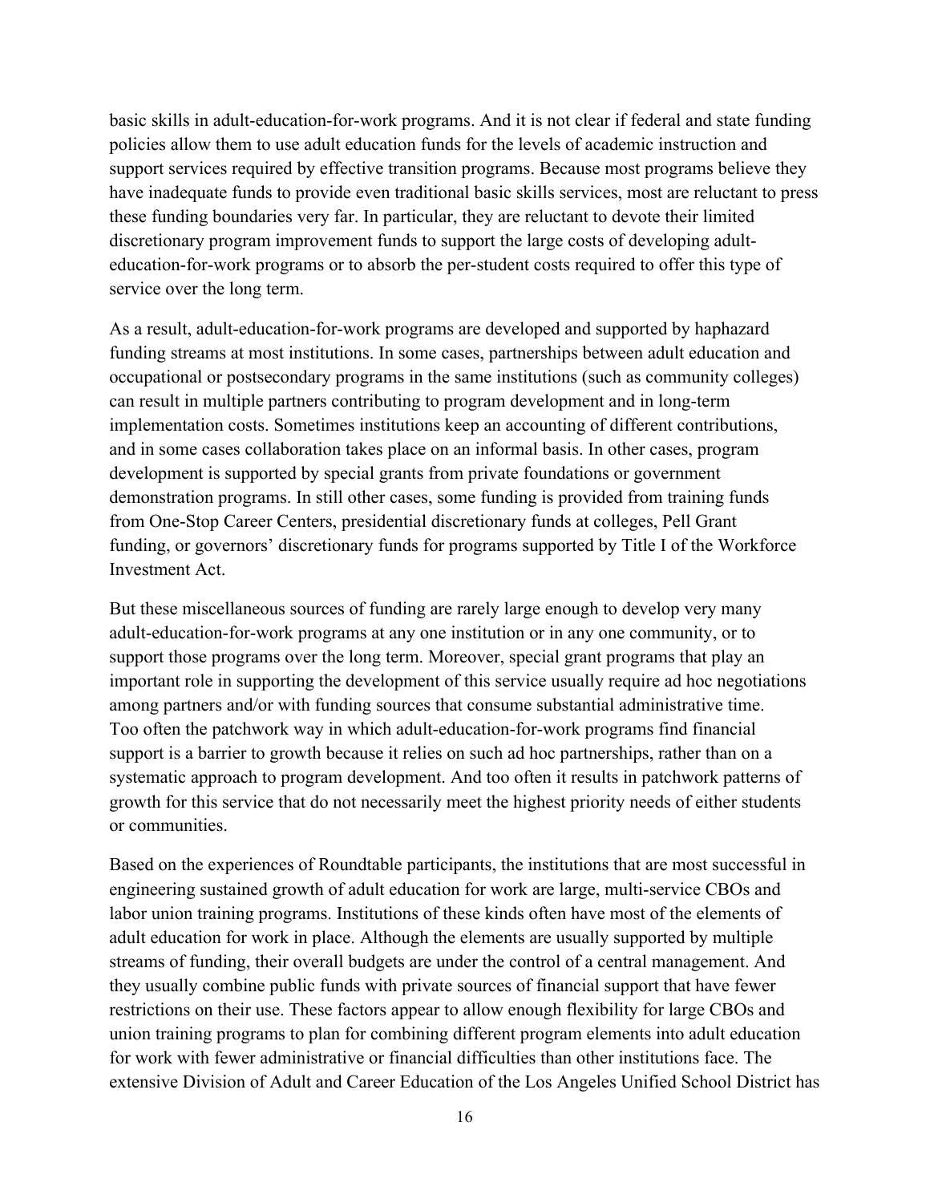basic skills in adult-education-for-work programs. And it is not clear if federal and state funding policies allow them to use adult education funds for the levels of academic instruction and support services required by effective transition programs. Because most programs believe they have inadequate funds to provide even traditional basic skills services, most are reluctant to press these funding boundaries very far. In particular, they are reluctant to devote their limited discretionary program improvement funds to support the large costs of developing adult-education-for-work programs or to absorb the per-student costs required to offer this type of service over the long term.

As a result, adult-education-for-work programs are developed and supported by haphazard funding streams at most institutions. In some cases, partnerships between adult education and occupational or postsecondary programs in the same institutions (such as community colleges) can result in multiple partners contributing to program development and in long-term implementation costs. Sometimes institutions keep an accounting of different contributions, and in some cases collaboration takes place on an informal basis. In other cases, program development is supported by special grants from private foundations or government demonstration programs. In still other cases, some funding is provided from training funds from One-Stop Career Centers, presidential discretionary funds at colleges, Pell Grant funding, or governors' discretionary funds for programs supported by Title I of the Workforce Investment Act.

But these miscellaneous sources of funding are rarely large enough to develop very many adult-education-for-work programs at any one institution or in any one community, or to support those programs over the long term. Moreover, special grant programs that play an important role in supporting the development of this service usually require ad hoc negotiations among partners and/or with funding sources that consume substantial administrative time. Too often the patchwork way in which adult-education-for-work programs find financial support is a barrier to growth because it relies on such ad hoc partnerships, rather than on a systematic approach to program development. And too often it results in patchwork patterns of growth for this service that do not necessarily meet the highest priority needs of either students or communities.

Based on the experiences of Roundtable participants, the institutions that are most successful in engineering sustained growth of adult education for work are large, multi-service CBOs and labor union training programs. Institutions of these kinds often have most of the elements of adult education for work in place. Although the elements are usually supported by multiple streams of funding, their overall budgets are under the control of a central management. And they usually combine public funds with private sources of financial support that have fewer restrictions on their use. These factors appear to allow enough flexibility for large CBOs and union training programs to plan for combining different program elements into adult education for work with fewer administrative or financial difficulties than other institutions face. The extensive Division of Adult and Career Education of the Los Angeles Unified School District has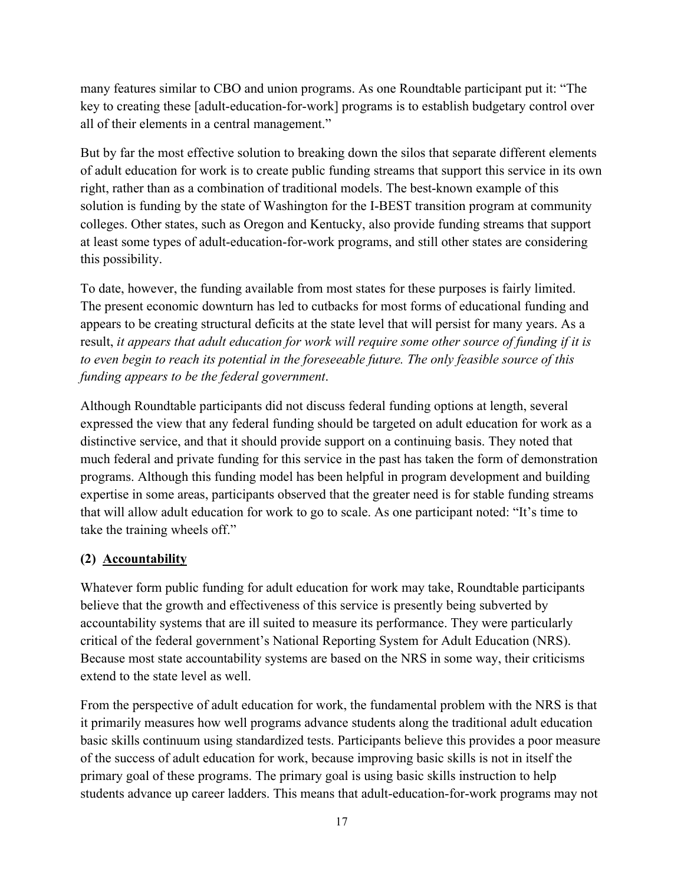many features similar to CBO and union programs. As one Roundtable participant put it: "The key to creating these [adult-education-for-work] programs is to establish budgetary control over all of their elements in a central management."

But by far the most effective solution to breaking down the silos that separate different elements of adult education for work is to create public funding streams that support this service in its own right, rather than as a combination of traditional models. The best-known example of this solution is funding by the state of Washington for the I-BEST transition program at community colleges. Other states, such as Oregon and Kentucky, also provide funding streams that support at least some types of adult-education-for-work programs, and still other states are considering this possibility.

To date, however, the funding available from most states for these purposes is fairly limited. The present economic downturn has led to cutbacks for most forms of educational funding and appears to be creating structural deficits at the state level that will persist for many years. As a result, *it appears that adult education for work will require some other source of funding if it is to even begin to reach its potential in the foreseeable future. The only feasible source of this funding appears to be the federal government*.

Although Roundtable participants did not discuss federal funding options at length, several expressed the view that any federal funding should be targeted on adult education for work as a distinctive service, and that it should provide support on a continuing basis. They noted that much federal and private funding for this service in the past has taken the form of demonstration programs. Although this funding model has been helpful in program development and building expertise in some areas, participants observed that the greater need is for stable funding streams that will allow adult education for work to go to scale. As one participant noted: "It's time to take the training wheels off."

### (2) Accountability

Whatever form public funding for adult education for work may take, Roundtable participants believe that the growth and effectiveness of this service is presently being subverted by accountability systems that are ill suited to measure its performance. They were particularly critical of the federal government's National Reporting System for Adult Education (NRS). Because most state accountability systems are based on the NRS in some way, their criticisms extend to the state level as well.

From the perspective of adult education for work, the fundamental problem with the NRS is that it primarily measures how well programs advance students along the traditional adult education basic skills continuum using standardized tests. Participants believe this provides a poor measure of the success of adult education for work, because improving basic skills is not in itself the primary goal of these programs. The primary goal is using basic skills instruction to help students advance up career ladders. This means that adult-education-for-work programs may not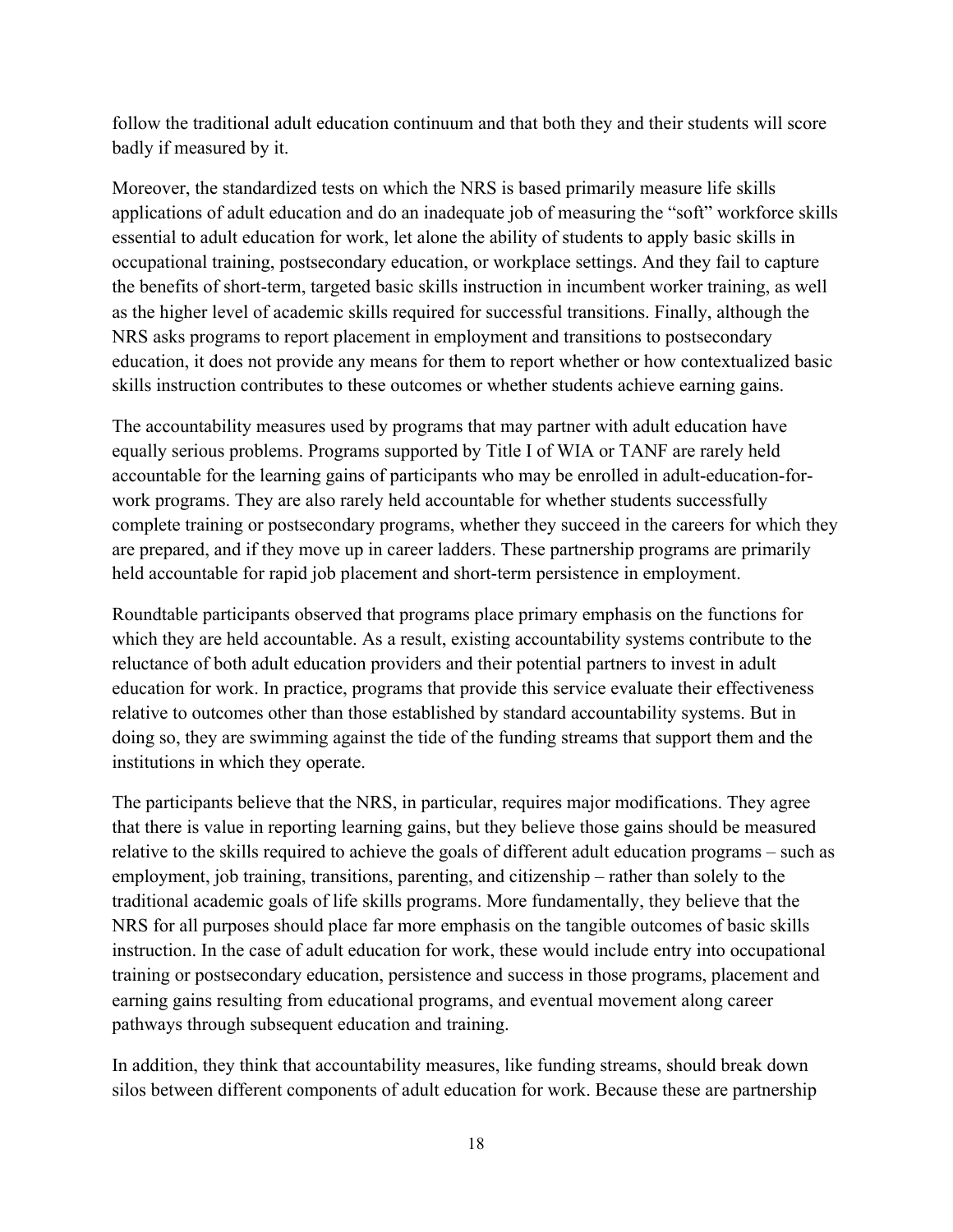follow the traditional adult education continuum and that both they and their students will score badly if measured by it.

Moreover, the standardized tests on which the NRS is based primarily measure life skills applications of adult education and do an inadequate job of measuring the "soft" workforce skills essential to adult education for work, let alone the ability of students to apply basic skills in occupational training, postsecondary education, or workplace settings. And they fail to capture the benefits of short-term, targeted basic skills instruction in incumbent worker training, as well as the higher level of academic skills required for successful transitions. Finally, although the NRS asks programs to report placement in employment and transitions to postsecondary education, it does not provide any means for them to report whether or how contextualized basic skills instruction contributes to these outcomes or whether students achieve earning gains.

The accountability measures used by programs that may partner with adult education have equally serious problems. Programs supported by Title I of WIA or TANF are rarely held accountable for the learning gains of participants who may be enrolled in adult-education-for-work programs. They are also rarely held accountable for whether students successfully complete training or postsecondary programs, whether they succeed in the careers for which they are prepared, and if they move up in career ladders. These partnership programs are primarily held accountable for rapid job placement and short-term persistence in employment.

Roundtable participants observed that programs place primary emphasis on the functions for which they are held accountable. As a result, existing accountability systems contribute to the reluctance of both adult education providers and their potential partners to invest in adult education for work. In practice, programs that provide this service evaluate their effectiveness relative to outcomes other than those established by standard accountability systems. But in doing so, they are swimming against the tide of the funding streams that support them and the institutions in which they operate.

The participants believe that the NRS, in particular, requires major modifications. They agree that there is value in reporting learning gains, but they believe those gains should be measured relative to the skills required to achieve the goals of different adult education programs – such as employment, job training, transitions, parenting, and citizenship – rather than solely to the traditional academic goals of life skills programs. More fundamentally, they believe that the NRS for all purposes should place far more emphasis on the tangible outcomes of basic skills instruction. In the case of adult education for work, these would include entry into occupational training or postsecondary education, persistence and success in those programs, placement and earning gains resulting from educational programs, and eventual movement along career pathways through subsequent education and training.

In addition, they think that accountability measures, like funding streams, should break down silos between different components of adult education for work. Because these are partnership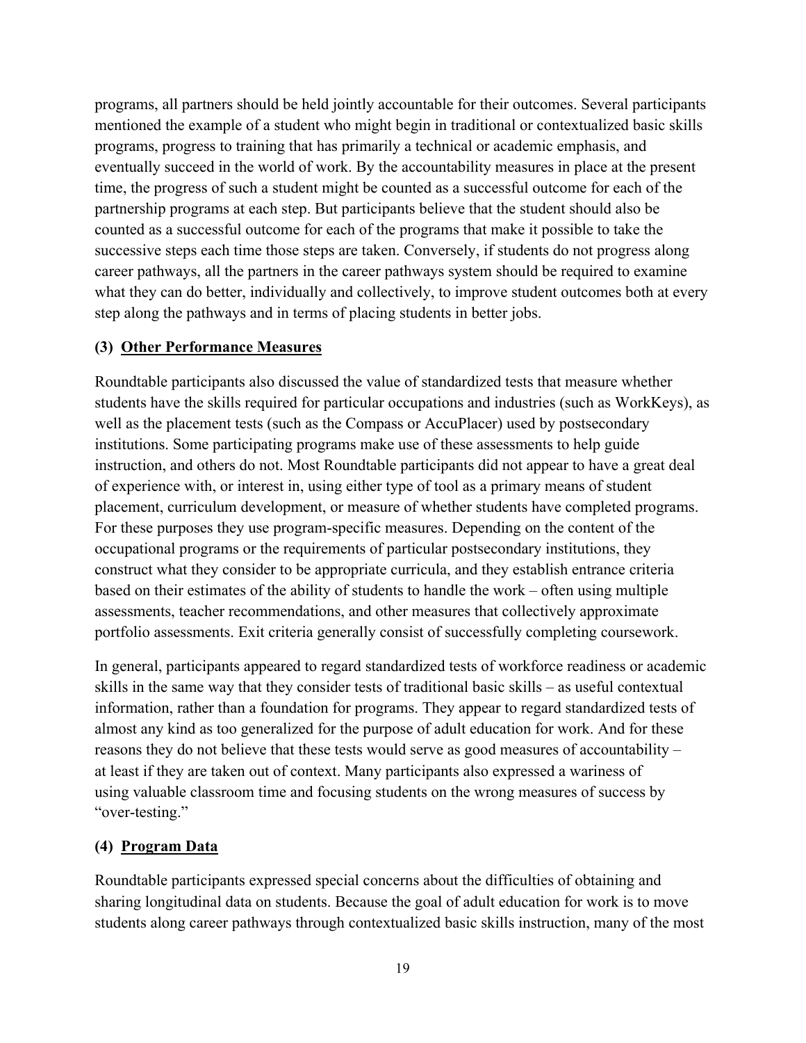programs, all partners should be held jointly accountable for their outcomes. Several participants mentioned the example of a student who might begin in traditional or contextualized basic skills programs, progress to training that has primarily a technical or academic emphasis, and eventually succeed in the world of work. By the accountability measures in place at the present time, the progress of such a student might be counted as a successful outcome for each of the partnership programs at each step. But participants believe that the student should also be counted as a successful outcome for each of the programs that make it possible to take the successive steps each time those steps are taken. Conversely, if students do not progress along career pathways, all the partners in the career pathways system should be required to examine what they can do better, individually and collectively, to improve student outcomes both at every step along the pathways and in terms of placing students in better jobs.

#### (3) Other Performance Measures

Roundtable participants also discussed the value of standardized tests that measure whether students have the skills required for particular occupations and industries (such as WorkKeys), as well as the placement tests (such as the Compass or AccuPlacer) used by postsecondary institutions. Some participating programs make use of these assessments to help guide instruction, and others do not. Most Roundtable participants did not appear to have a great deal of experience with, or interest in, using either type of tool as a primary means of student placement, curriculum development, or measure of whether students have completed programs. For these purposes they use program-specific measures. Depending on the content of the occupational programs or the requirements of particular postsecondary institutions, they construct what they consider to be appropriate curricula, and they establish entrance criteria based on their estimates of the ability of students to handle the work – often using multiple assessments, teacher recommendations, and other measures that collectively approximate portfolio assessments. Exit criteria generally consist of successfully completing coursework.

In general, participants appeared to regard standardized tests of workforce readiness or academic skills in the same way that they consider tests of traditional basic skills – as useful contextual information, rather than a foundation for programs. They appear to regard standardized tests of almost any kind as too generalized for the purpose of adult education for work. And for these reasons they do not believe that these tests would serve as good measures of accountability – at least if they are taken out of context. Many participants also expressed a wariness of using valuable classroom time and focusing students on the wrong measures of success by "over-testing."

#### (4) Program Data

Roundtable participants expressed special concerns about the difficulties of obtaining and sharing longitudinal data on students. Because the goal of adult education for work is to move students along career pathways through contextualized basic skills instruction, many of the most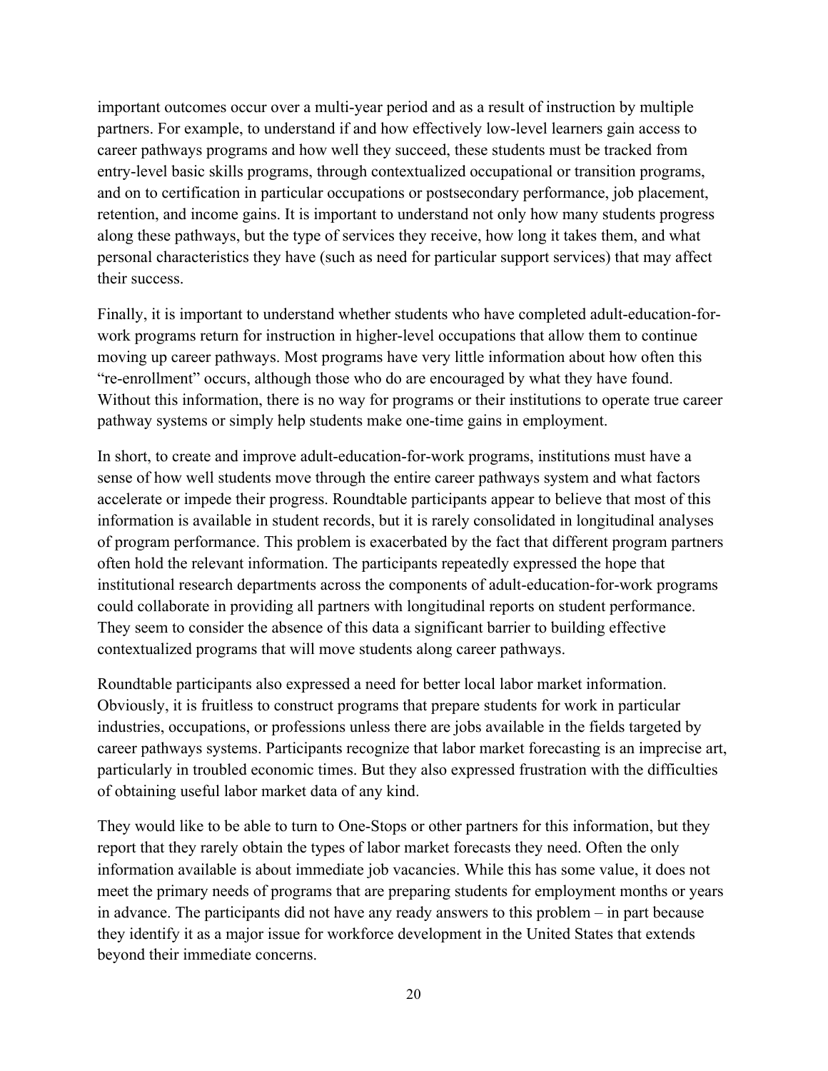important outcomes occur over a multi-year period and as a result of instruction by multiple partners. For example, to understand if and how effectively low-level learners gain access to career pathways programs and how well they succeed, these students must be tracked from entry-level basic skills programs, through contextualized occupational or transition programs, and on to certification in particular occupations or postsecondary performance, job placement, retention, and income gains. It is important to understand not only how many students progress along these pathways, but the type of services they receive, how long it takes them, and what personal characteristics they have (such as need for particular support services) that may affect their success.

Finally, it is important to understand whether students who have completed adult-education-for-work programs return for instruction in higher-level occupations that allow them to continue moving up career pathways. Most programs have very little information about how often this "re-enrollment" occurs, although those who do are encouraged by what they have found. Without this information, there is no way for programs or their institutions to operate true career pathway systems or simply help students make one-time gains in employment.

In short, to create and improve adult-education-for-work programs, institutions must have a sense of how well students move through the entire career pathways system and what factors accelerate or impede their progress. Roundtable participants appear to believe that most of this information is available in student records, but it is rarely consolidated in longitudinal analyses of program performance. This problem is exacerbated by the fact that different program partners often hold the relevant information. The participants repeatedly expressed the hope that institutional research departments across the components of adult-education-for-work programs could collaborate in providing all partners with longitudinal reports on student performance. They seem to consider the absence of this data a significant barrier to building effective contextualized programs that will move students along career pathways.

Roundtable participants also expressed a need for better local labor market information. Obviously, it is fruitless to construct programs that prepare students for work in particular industries, occupations, or professions unless there are jobs available in the fields targeted by career pathways systems. Participants recognize that labor market forecasting is an imprecise art, particularly in troubled economic times. But they also expressed frustration with the difficulties of obtaining useful labor market data of any kind.

They would like to be able to turn to One-Stops or other partners for this information, but they report that they rarely obtain the types of labor market forecasts they need. Often the only information available is about immediate job vacancies. While this has some value, it does not meet the primary needs of programs that are preparing students for employment months or years in advance. The participants did not have any ready answers to this problem – in part because they identify it as a major issue for workforce development in the United States that extends beyond their immediate concerns.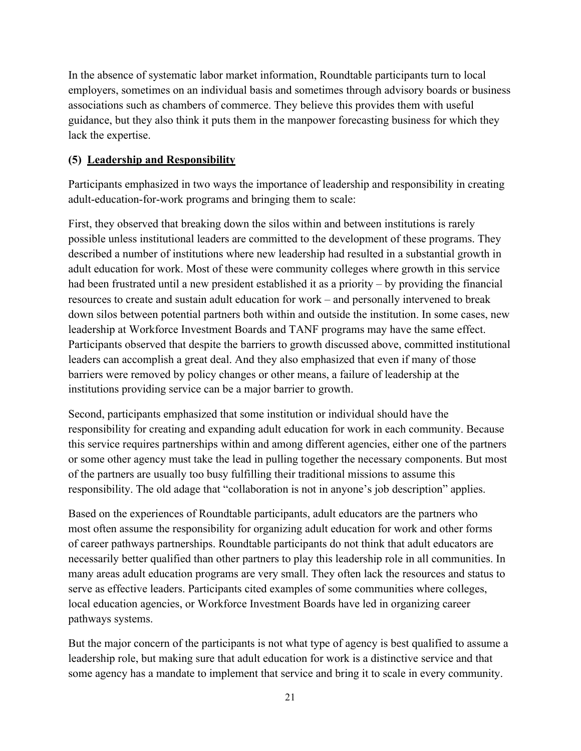In the absence of systematic labor market information, Roundtable participants turn to local employers, sometimes on an individual basis and sometimes through advisory boards or business associations such as chambers of commerce. They believe this provides them with useful guidance, but they also think it puts them in the manpower forecasting business for which they lack the expertise.

### (5) Leadership and Responsibility

Participants emphasized in two ways the importance of leadership and responsibility in creating adult-education-for-work programs and bringing them to scale:

First, they observed that breaking down the silos within and between institutions is rarely possible unless institutional leaders are committed to the development of these programs. They described a number of institutions where new leadership had resulted in a substantial growth in adult education for work. Most of these were community colleges where growth in this service had been frustrated until a new president established it as a priority – by providing the financial resources to create and sustain adult education for work – and personally intervened to break down silos between potential partners both within and outside the institution. In some cases, new leadership at Workforce Investment Boards and TANF programs may have the same effect. Participants observed that despite the barriers to growth discussed above, committed institutional leaders can accomplish a great deal. And they also emphasized that even if many of those barriers were removed by policy changes or other means, a failure of leadership at the institutions providing service can be a major barrier to growth.

Second, participants emphasized that some institution or individual should have the responsibility for creating and expanding adult education for work in each community. Because this service requires partnerships within and among different agencies, either one of the partners or some other agency must take the lead in pulling together the necessary components. But most of the partners are usually too busy fulfilling their traditional missions to assume this responsibility. The old adage that "collaboration is not in anyone's job description" applies.

Based on the experiences of Roundtable participants, adult educators are the partners who most often assume the responsibility for organizing adult education for work and other forms of career pathways partnerships. Roundtable participants do not think that adult educators are necessarily better qualified than other partners to play this leadership role in all communities. In many areas adult education programs are very small. They often lack the resources and status to serve as effective leaders. Participants cited examples of some communities where colleges, local education agencies, or Workforce Investment Boards have led in organizing career pathways systems.

But the major concern of the participants is not what type of agency is best qualified to assume a leadership role, but making sure that adult education for work is a distinctive service and that some agency has a mandate to implement that service and bring it to scale in every community.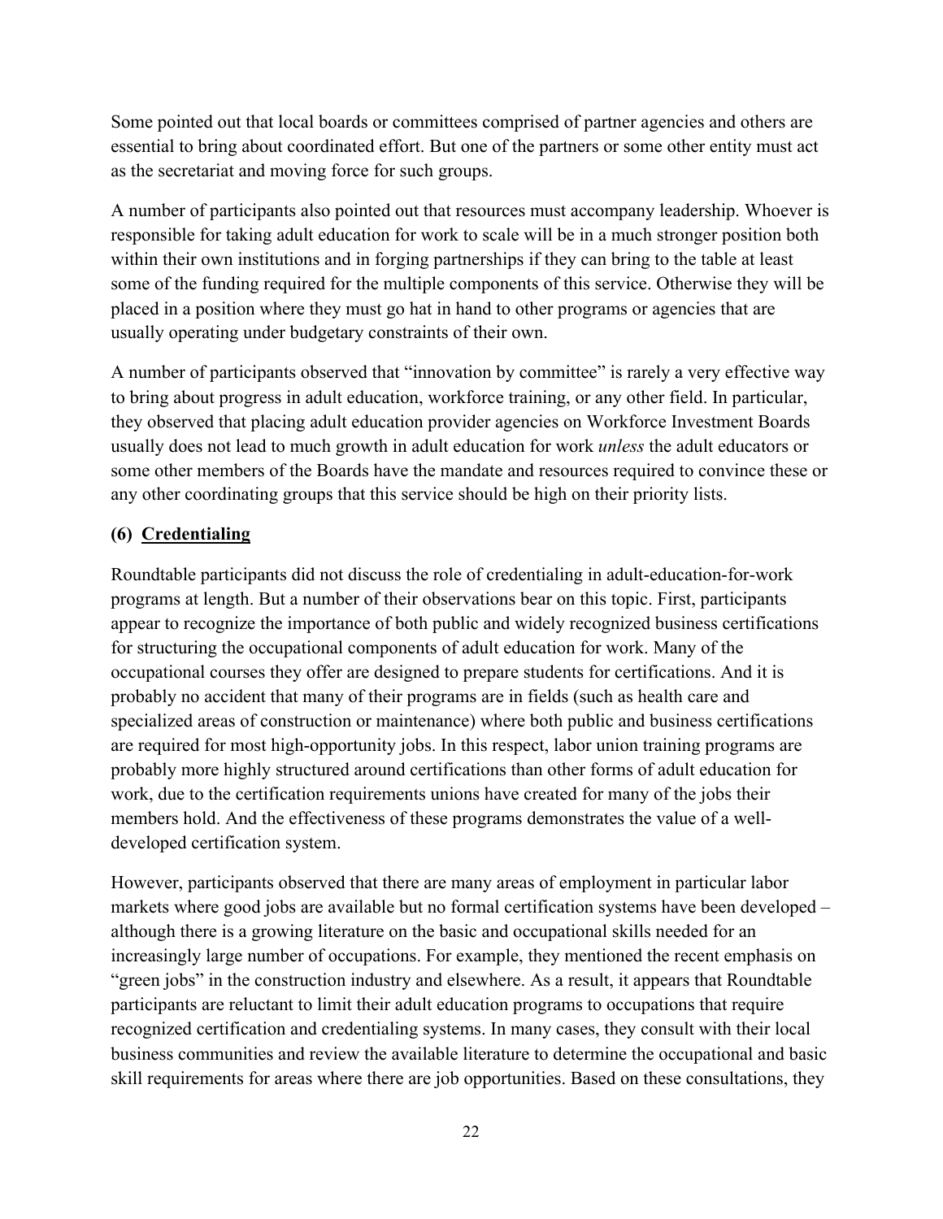Some pointed out that local boards or committees comprised of partner agencies and others are essential to bring about coordinated effort. But one of the partners or some other entity must act as the secretariat and moving force for such groups.

A number of participants also pointed out that resources must accompany leadership. Whoever is responsible for taking adult education for work to scale will be in a much stronger position both within their own institutions and in forging partnerships if they can bring to the table at least some of the funding required for the multiple components of this service. Otherwise they will be placed in a position where they must go hat in hand to other programs or agencies that are usually operating under budgetary constraints of their own.

A number of participants observed that "innovation by committee" is rarely a very effective way to bring about progress in adult education, workforce training, or any other field. In particular, they observed that placing adult education provider agencies on Workforce Investment Boards usually does not lead to much growth in adult education for work *unless* the adult educators or some other members of the Boards have the mandate and resources required to convince these or any other coordinating groups that this service should be high on their priority lists.

### (6) Credentialing

Roundtable participants did not discuss the role of credentialing in adult-education-for-work programs at length. But a number of their observations bear on this topic. First, participants appear to recognize the importance of both public and widely recognized business certifications for structuring the occupational components of adult education for work. Many of the occupational courses they offer are designed to prepare students for certifications. And it is probably no accident that many of their programs are in fields (such as health care and specialized areas of construction or maintenance) where both public and business certifications are required for most high-opportunity jobs. In this respect, labor union training programs are probably more highly structured around certifications than other forms of adult education for work, due to the certification requirements unions have created for many of the jobs their members hold. And the effectiveness of these programs demonstrates the value of a well-developed certification system.

However, participants observed that there are many areas of employment in particular labor markets where good jobs are available but no formal certification systems have been developed – although there is a growing literature on the basic and occupational skills needed for an increasingly large number of occupations. For example, they mentioned the recent emphasis on "green jobs" in the construction industry and elsewhere. As a result, it appears that Roundtable participants are reluctant to limit their adult education programs to occupations that require recognized certification and credentialing systems. In many cases, they consult with their local business communities and review the available literature to determine the occupational and basic skill requirements for areas where there are job opportunities. Based on these consultations, they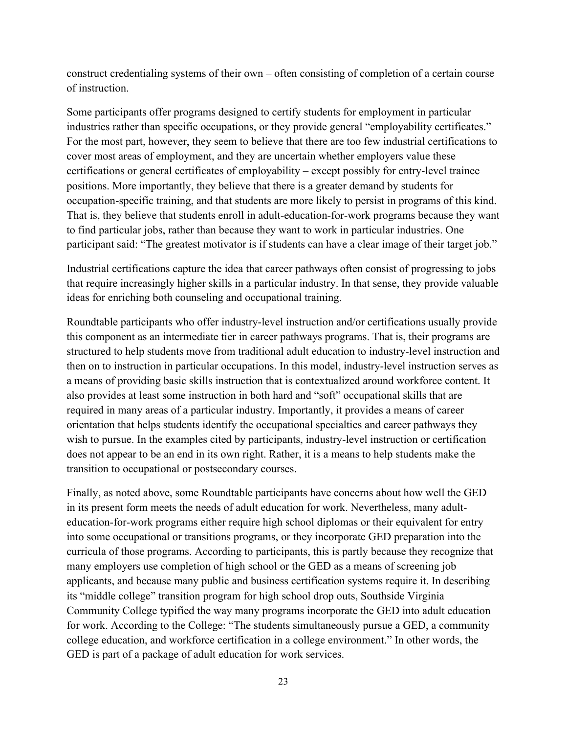construct credentialing systems of their own – often consisting of completion of a certain course of instruction.

Some participants offer programs designed to certify students for employment in particular industries rather than specific occupations, or they provide general "employability certificates." For the most part, however, they seem to believe that there are too few industrial certifications to cover most areas of employment, and they are uncertain whether employers value these certifications or general certificates of employability – except possibly for entry-level trainee positions. More importantly, they believe that there is a greater demand by students for occupation-specific training, and that students are more likely to persist in programs of this kind. That is, they believe that students enroll in adult-education-for-work programs because they want to find particular jobs, rather than because they want to work in particular industries. One participant said: "The greatest motivator is if students can have a clear image of their target job."

Industrial certifications capture the idea that career pathways often consist of progressing to jobs that require increasingly higher skills in a particular industry. In that sense, they provide valuable ideas for enriching both counseling and occupational training.

Roundtable participants who offer industry-level instruction and/or certifications usually provide this component as an intermediate tier in career pathways programs. That is, their programs are structured to help students move from traditional adult education to industry-level instruction and then on to instruction in particular occupations. In this model, industry-level instruction serves as a means of providing basic skills instruction that is contextualized around workforce content. It also provides at least some instruction in both hard and "soft" occupational skills that are required in many areas of a particular industry. Importantly, it provides a means of career orientation that helps students identify the occupational specialties and career pathways they wish to pursue. In the examples cited by participants, industry-level instruction or certification does not appear to be an end in its own right. Rather, it is a means to help students make the transition to occupational or postsecondary courses.

Finally, as noted above, some Roundtable participants have concerns about how well the GED in its present form meets the needs of adult education for work. Nevertheless, many adult-education-for-work programs either require high school diplomas or their equivalent for entry into some occupational or transitions programs, or they incorporate GED preparation into the curricula of those programs. According to participants, this is partly because they recognize that many employers use completion of high school or the GED as a means of screening job applicants, and because many public and business certification systems require it. In describing its "middle college" transition program for high school drop outs, Southside Virginia Community College typified the way many programs incorporate the GED into adult education for work. According to the College: "The students simultaneously pursue a GED, a community college education, and workforce certification in a college environment." In other words, the GED is part of a package of adult education for work services.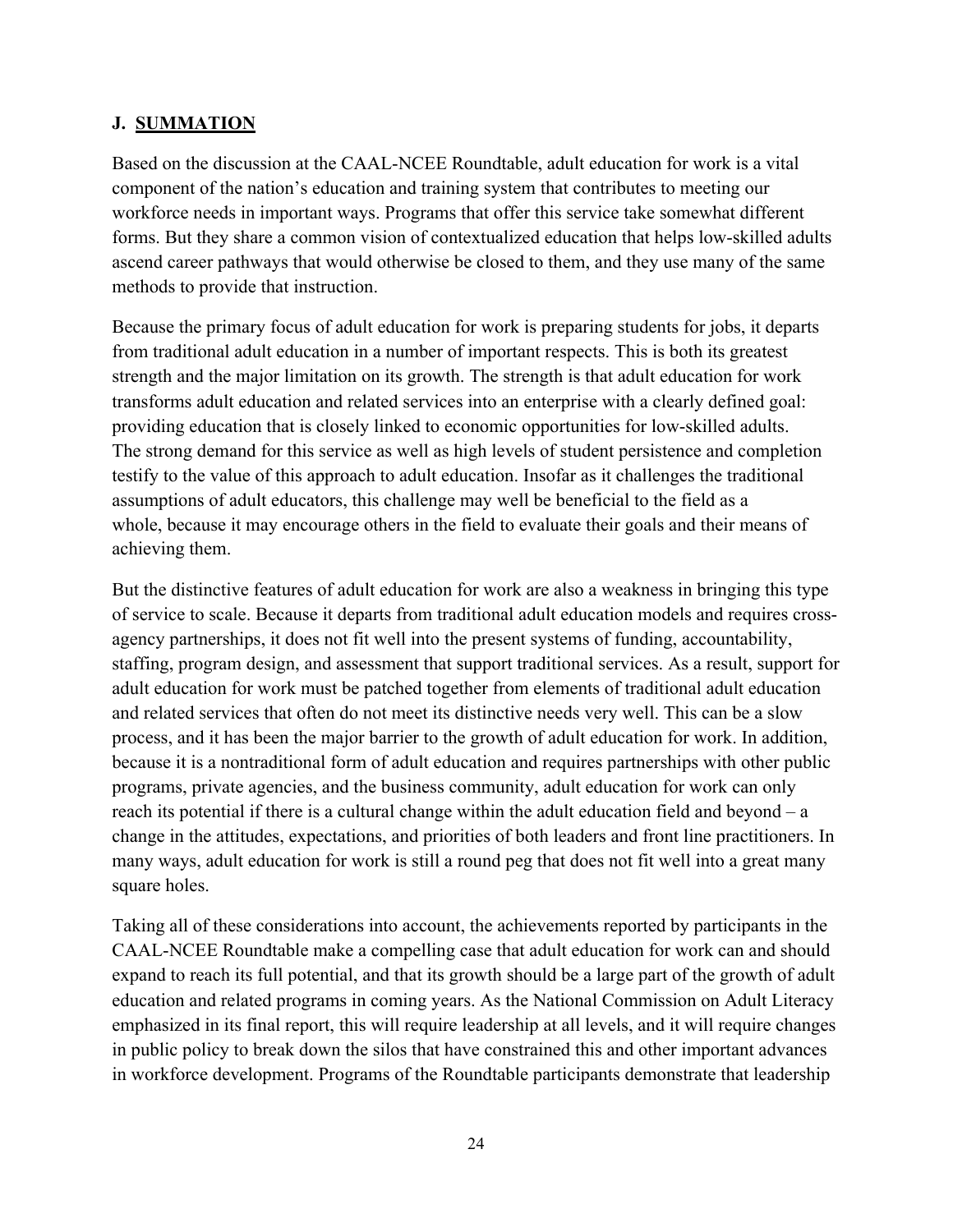## J. SUMMATION

Based on the discussion at the CAAL-NCEE Roundtable, adult education for work is a vital component of the nation's education and training system that contributes to meeting our workforce needs in important ways. Programs that offer this service take somewhat different forms. But they share a common vision of contextualized education that helps low-skilled adults ascend career pathways that would otherwise be closed to them, and they use many of the same methods to provide that instruction.

Because the primary focus of adult education for work is preparing students for jobs, it departs from traditional adult education in a number of important respects. This is both its greatest strength and the major limitation on its growth. The strength is that adult education for work transforms adult education and related services into an enterprise with a clearly defined goal: providing education that is closely linked to economic opportunities for low-skilled adults. The strong demand for this service as well as high levels of student persistence and completion testify to the value of this approach to adult education. Insofar as it challenges the traditional assumptions of adult educators, this challenge may well be beneficial to the field as a whole, because it may encourage others in the field to evaluate their goals and their means of achieving them.

But the distinctive features of adult education for work are also a weakness in bringing this type of service to scale. Because it departs from traditional adult education models and requires cross-agency partnerships, it does not fit well into the present systems of funding, accountability, staffing, program design, and assessment that support traditional services. As a result, support for adult education for work must be patched together from elements of traditional adult education and related services that often do not meet its distinctive needs very well. This can be a slow process, and it has been the major barrier to the growth of adult education for work. In addition, because it is a nontraditional form of adult education and requires partnerships with other public programs, private agencies, and the business community, adult education for work can only reach its potential if there is a cultural change within the adult education field and beyond – a change in the attitudes, expectations, and priorities of both leaders and front line practitioners. In many ways, adult education for work is still a round peg that does not fit well into a great many square holes.

Taking all of these considerations into account, the achievements reported by participants in the CAAL-NCEE Roundtable make a compelling case that adult education for work can and should expand to reach its full potential, and that its growth should be a large part of the growth of adult education and related programs in coming years. As the National Commission on Adult Literacy emphasized in its final report, this will require leadership at all levels, and it will require changes in public policy to break down the silos that have constrained this and other important advances in workforce development. Programs of the Roundtable participants demonstrate that leadership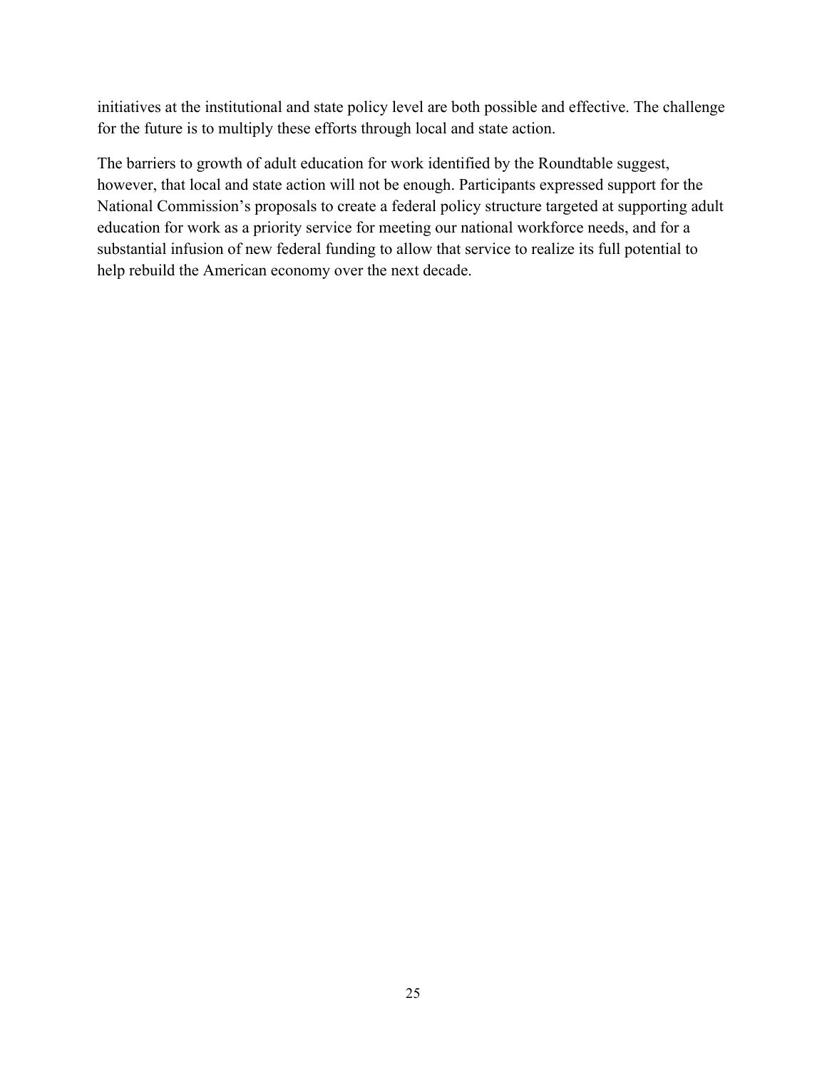initiatives at the institutional and state policy level are both possible and effective. The challenge for the future is to multiply these efforts through local and state action.

The barriers to growth of adult education for work identified by the Roundtable suggest, however, that local and state action will not be enough. Participants expressed support for the National Commission's proposals to create a federal policy structure targeted at supporting adult education for work as a priority service for meeting our national workforce needs, and for a substantial infusion of new federal funding to allow that service to realize its full potential to help rebuild the American economy over the next decade.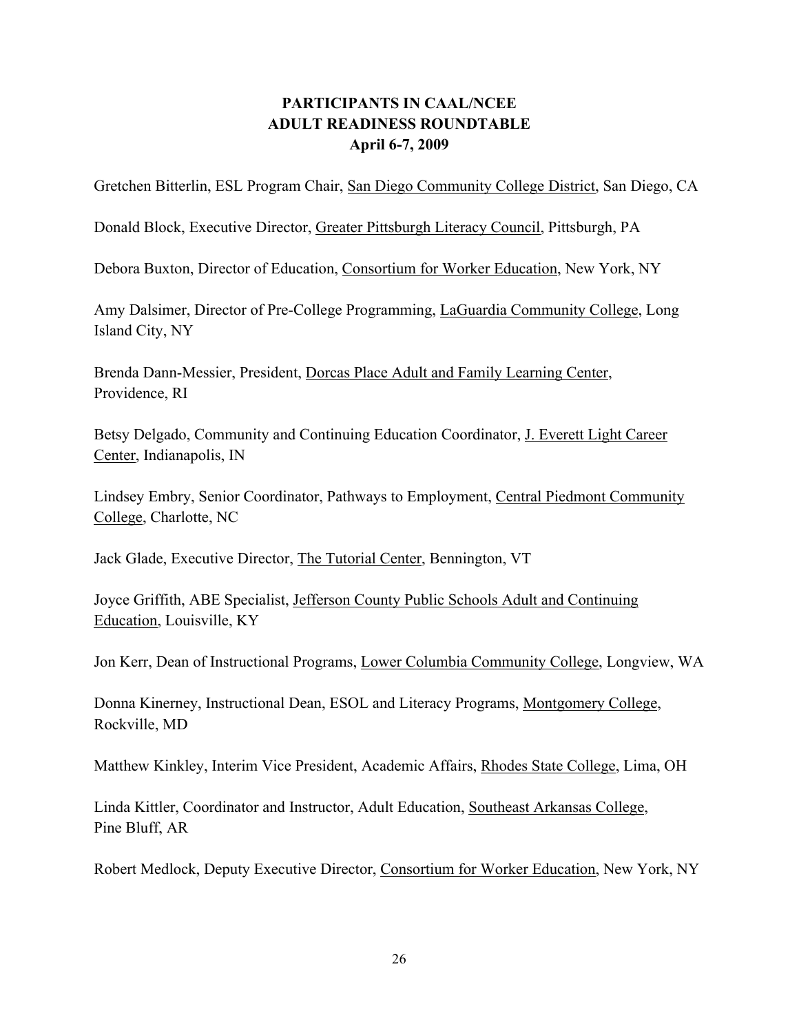# PARTICIPANTS IN CAAL/NCEE ADULT READINESS ROUNDTABLE
## April 6-7, 2009

Gretchen Bitterlin, ESL Program Chair, San Diego Community College District, San Diego, CA

Donald Block, Executive Director, Greater Pittsburgh Literacy Council, Pittsburgh, PA

Debora Buxton, Director of Education, Consortium for Worker Education, New York, NY

Amy Dalsimer, Director of Pre-College Programming, LaGuardia Community College, Long Island City, NY

Brenda Dann-Messier, President, Dorcas Place Adult and Family Learning Center, Providence, RI

Betsy Delgado, Community and Continuing Education Coordinator, J. Everett Light Career Center, Indianapolis, IN

Lindsey Embry, Senior Coordinator, Pathways to Employment, Central Piedmont Community College, Charlotte, NC

Jack Glade, Executive Director, The Tutorial Center, Bennington, VT

Joyce Griffith, ABE Specialist, Jefferson County Public Schools Adult and Continuing Education, Louisville, KY

Jon Kerr, Dean of Instructional Programs, Lower Columbia Community College, Longview, WA

Donna Kinerney, Instructional Dean, ESOL and Literacy Programs, Montgomery College, Rockville, MD

Matthew Kinkley, Interim Vice President, Academic Affairs, Rhodes State College, Lima, OH

Linda Kittler, Coordinator and Instructor, Adult Education, Southeast Arkansas College, Pine Bluff, AR

Robert Medlock, Deputy Executive Director, Consortium for Worker Education, New York, NY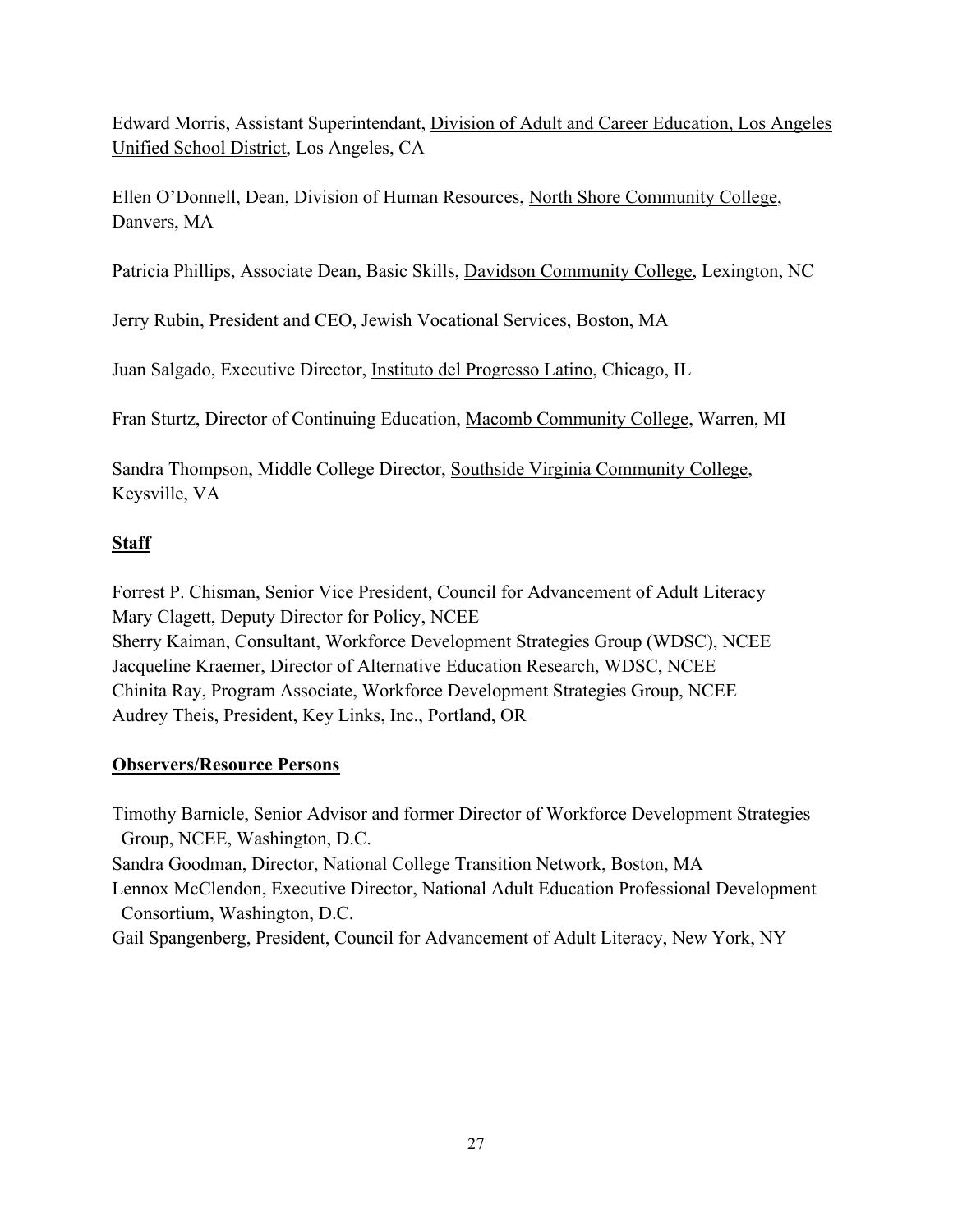Edward Morris, Assistant Superintendant, Division of Adult and Career Education, Los Angeles Unified School District, Los Angeles, CA

Ellen O'Donnell, Dean, Division of Human Resources, North Shore Community College, Danvers, MA

Patricia Phillips, Associate Dean, Basic Skills, Davidson Community College, Lexington, NC

Jerry Rubin, President and CEO, Jewish Vocational Services, Boston, MA

Juan Salgado, Executive Director, Instituto del Progresso Latino, Chicago, IL

Fran Sturtz, Director of Continuing Education, Macomb Community College, Warren, MI

Sandra Thompson, Middle College Director, Southside Virginia Community College, Keysville, VA

**Staff**

Forrest P. Chisman, Senior Vice President, Council for Advancement of Adult Literacy
Mary Clagett, Deputy Director for Policy, NCEE
Sherry Kaiman, Consultant, Workforce Development Strategies Group (WDSC), NCEE
Jacqueline Kraemer, Director of Alternative Education Research, WDSC, NCEE
Chinita Ray, Program Associate, Workforce Development Strategies Group, NCEE
Audrey Theis, President, Key Links, Inc., Portland, OR

**Observers/Resource Persons**

Timothy Barnicle, Senior Advisor and former Director of Workforce Development Strategies Group, NCEE, Washington, D.C.
Sandra Goodman, Director, National College Transition Network, Boston, MA
Lennox McClendon, Executive Director, National Adult Education Professional Development Consortium, Washington, D.C.
Gail Spangenberg, President, Council for Advancement of Adult Literacy, New York, NY